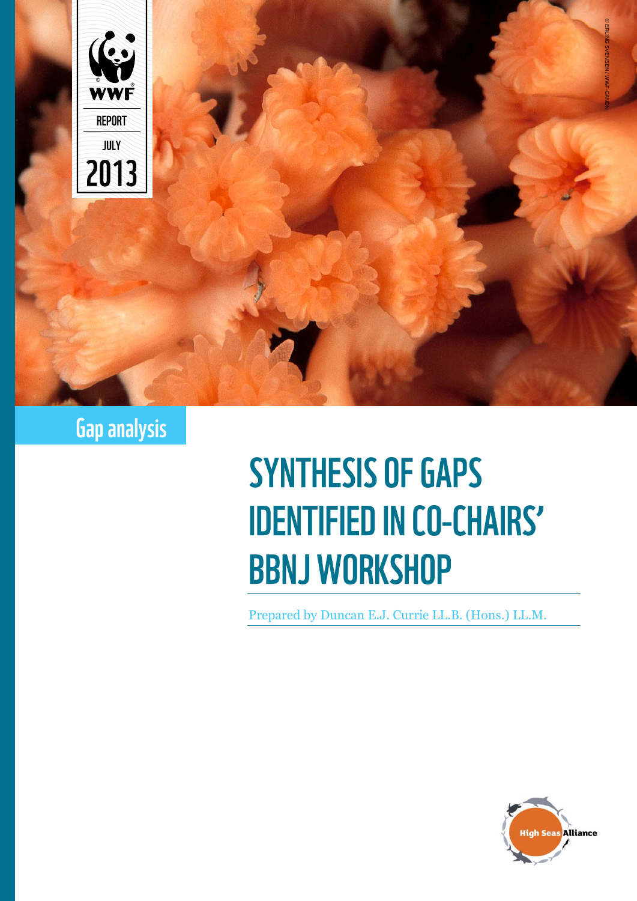WWF

REPORT

JULY

2013

© ERLING SVENSEN / WWF-CANON

Gap analysis

# SYNTHESIS OF GAPS IDENTIFIED IN CO-CHAIRS' BBNJ WORKSHOP

Prepared by Duncan E.J. Currie LL.B. (Hons.) LL.M.

High Seas Alliance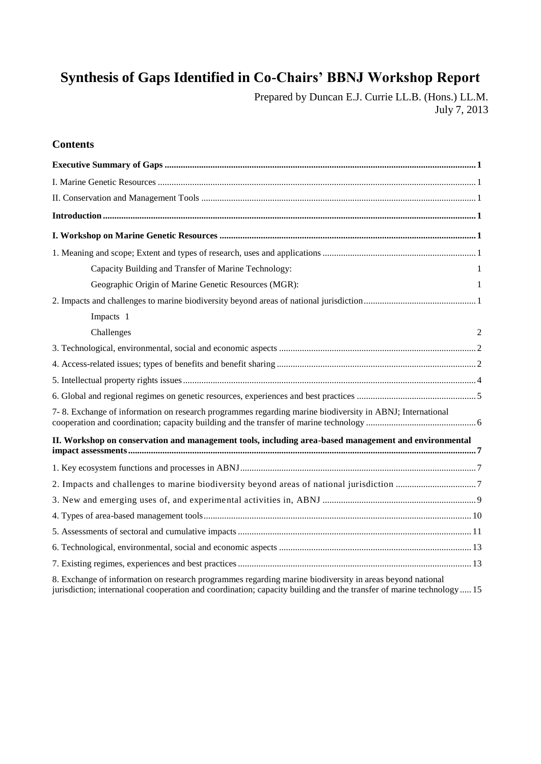# Synthesis of Gaps Identified in Co-Chairs' BBNJ Workshop Report

Prepared by Duncan E.J. Currie LL.B. (Hons.) LL.M.
July 7, 2013

## Contents

**Executive Summary of Gaps** ..... 1

I. Marine Genetic Resources ..... 1

II. Conservation and Management Tools ..... 1

**Introduction** ..... 1

**I. Workshop on Marine Genetic Resources** ..... 1

1. Meaning and scope; Extent and types of research, uses and applications ..... 1

    Capacity Building and Transfer of Marine Technology: 1

    Geographic Origin of Marine Genetic Resources (MGR): 1

2. Impacts and challenges to marine biodiversity beyond areas of national jurisdiction ..... 1

    Impacts 1

    Challenges 2

3. Technological, environmental, social and economic aspects ..... 2

4. Access-related issues; types of benefits and benefit sharing ..... 2

5. Intellectual property rights issues ..... 4

6. Global and regional regimes on genetic resources, experiences and best practices ..... 5

7- 8. Exchange of information on research programmes regarding marine biodiversity in ABNJ; International cooperation and coordination; capacity building and the transfer of marine technology ..... 6

**II. Workshop on conservation and management tools, including area-based management and environmental impact assessments** ..... 7

1. Key ecosystem functions and processes in ABNJ ..... 7

2. Impacts and challenges to marine biodiversity beyond areas of national jurisdiction ..... 7

3. New and emerging uses of, and experimental activities in, ABNJ ..... 9

4. Types of area-based management tools ..... 10

5. Assessments of sectoral and cumulative impacts ..... 11

6. Technological, environmental, social and economic aspects ..... 13

7. Existing regimes, experiences and best practices ..... 13

8. Exchange of information on research programmes regarding marine biodiversity in areas beyond national jurisdiction; international cooperation and coordination; capacity building and the transfer of marine technology ..... 15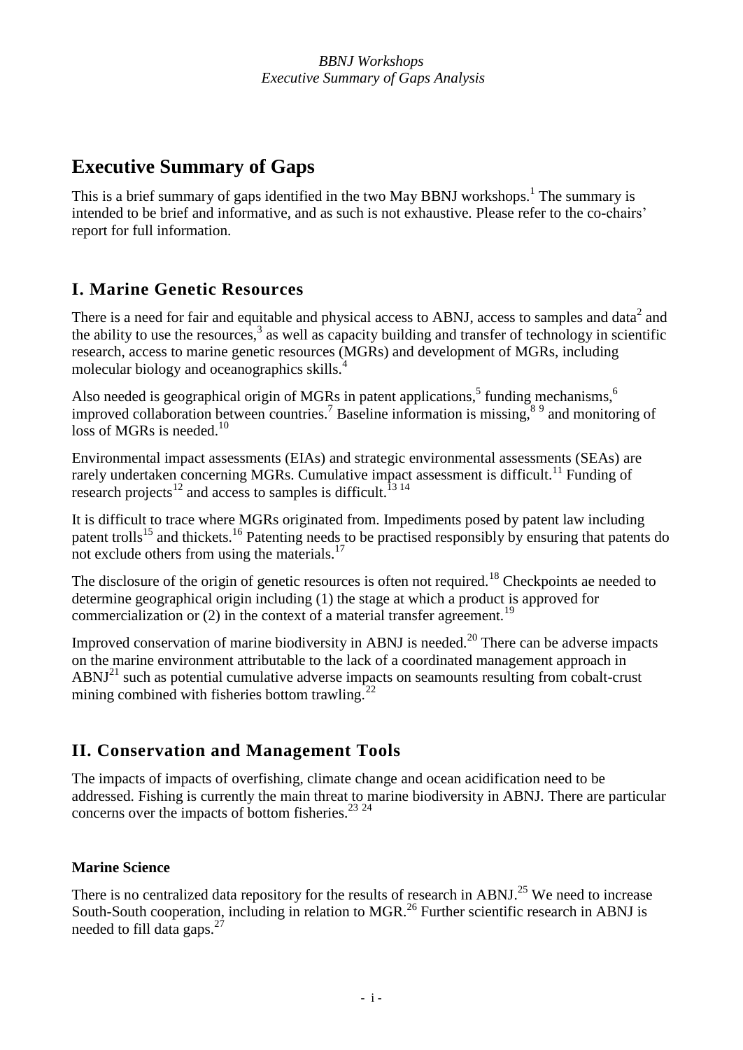# Executive Summary of Gaps

This is a brief summary of gaps identified in the two May BBNJ workshops.[1] The summary is intended to be brief and informative, and as such is not exhaustive. Please refer to the co-chairs' report for full information.

## I. Marine Genetic Resources

There is a need for fair and equitable and physical access to ABNJ, access to samples and data[2] and the ability to use the resources,[3] as well as capacity building and transfer of technology in scientific research, access to marine genetic resources (MGRs) and development of MGRs, including molecular biology and oceanographics skills.[4]

Also needed is geographical origin of MGRs in patent applications,[5] funding mechanisms,[6] improved collaboration between countries.[7] Baseline information is missing,[8 9] and monitoring of loss of MGRs is needed.[10]

Environmental impact assessments (EIAs) and strategic environmental assessments (SEAs) are rarely undertaken concerning MGRs. Cumulative impact assessment is difficult.[11] Funding of research projects[12] and access to samples is difficult.[13 14]

It is difficult to trace where MGRs originated from. Impediments posed by patent law including patent trolls[15] and thickets.[16] Patenting needs to be practised responsibly by ensuring that patents do not exclude others from using the materials.[17]

The disclosure of the origin of genetic resources is often not required.[18] Checkpoints ae needed to determine geographical origin including (1) the stage at which a product is approved for commercialization or (2) in the context of a material transfer agreement.[19]

Improved conservation of marine biodiversity in ABNJ is needed.[20] There can be adverse impacts on the marine environment attributable to the lack of a coordinated management approach in ABNJ[21] such as potential cumulative adverse impacts on seamounts resulting from cobalt-crust mining combined with fisheries bottom trawling.[22]

## II. Conservation and Management Tools

The impacts of impacts of overfishing, climate change and ocean acidification need to be addressed. Fishing is currently the main threat to marine biodiversity in ABNJ. There are particular concerns over the impacts of bottom fisheries.[23 24]

### Marine Science

There is no centralized data repository for the results of research in ABNJ.[25] We need to increase South-South cooperation, including in relation to MGR.[26] Further scientific research in ABNJ is needed to fill data gaps.[27]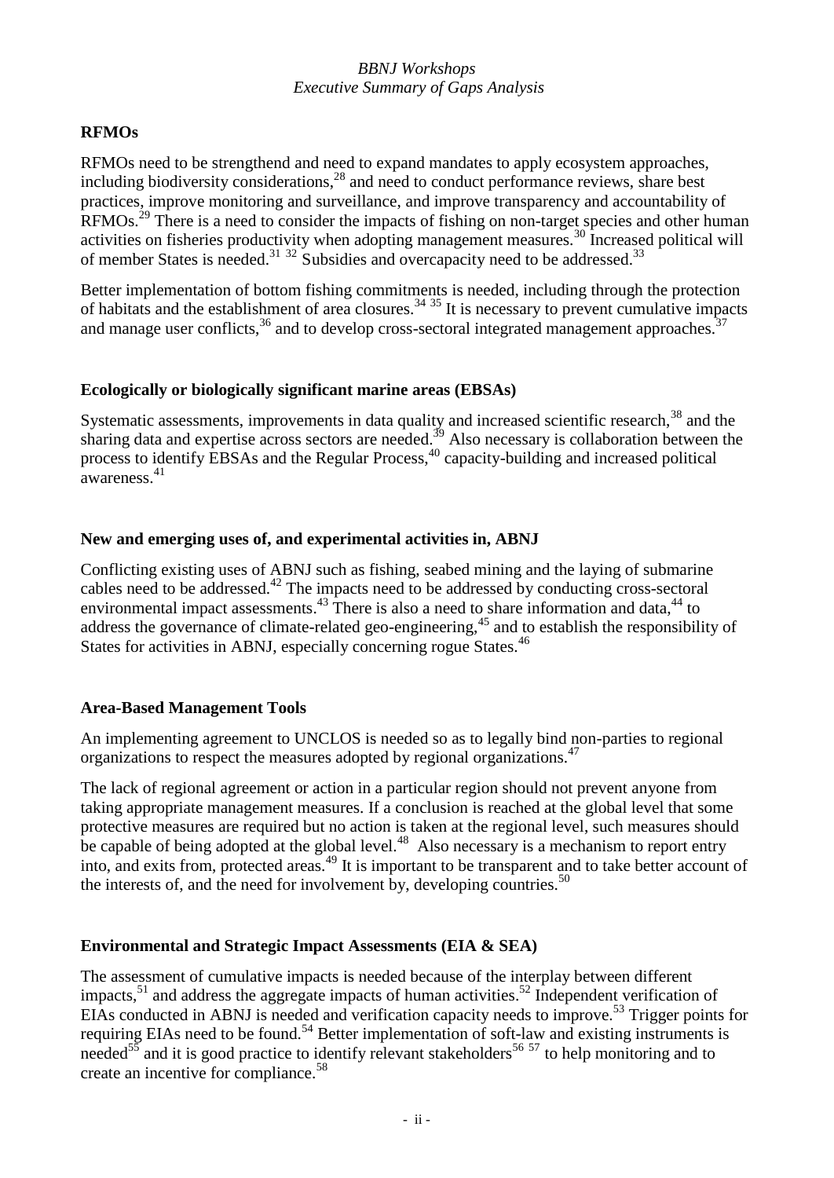## RFMOs

RFMOs need to be strengthend and need to expand mandates to apply ecosystem approaches, including biodiversity considerations,[28] and need to conduct performance reviews, share best practices, improve monitoring and surveillance, and improve transparency and accountability of RFMOs.[29] There is a need to consider the impacts of fishing on non-target species and other human activities on fisheries productivity when adopting management measures.[30] Increased political will of member States is needed.[31] [32] Subsidies and overcapacity need to be addressed.[33]

Better implementation of bottom fishing commitments is needed, including through the protection of habitats and the establishment of area closures.[34] [35] It is necessary to prevent cumulative impacts and manage user conflicts,[36] and to develop cross-sectoral integrated management approaches.[37]

## Ecologically or biologically significant marine areas (EBSAs)

Systematic assessments, improvements in data quality and increased scientific research,[38] and the sharing data and expertise across sectors are needed.[39] Also necessary is collaboration between the process to identify EBSAs and the Regular Process,[40] capacity-building and increased political awareness.[41]

## New and emerging uses of, and experimental activities in, ABNJ

Conflicting existing uses of ABNJ such as fishing, seabed mining and the laying of submarine cables need to be addressed.[42] The impacts need to be addressed by conducting cross-sectoral environmental impact assessments.[43] There is also a need to share information and data,[44] to address the governance of climate-related geo-engineering,[45] and to establish the responsibility of States for activities in ABNJ, especially concerning rogue States.[46]

## Area-Based Management Tools

An implementing agreement to UNCLOS is needed so as to legally bind non-parties to regional organizations to respect the measures adopted by regional organizations.[47]

The lack of regional agreement or action in a particular region should not prevent anyone from taking appropriate management measures. If a conclusion is reached at the global level that some protective measures are required but no action is taken at the regional level, such measures should be capable of being adopted at the global level.[48] Also necessary is a mechanism to report entry into, and exits from, protected areas.[49] It is important to be transparent and to take better account of the interests of, and the need for involvement by, developing countries.[50]

## Environmental and Strategic Impact Assessments (EIA & SEA)

The assessment of cumulative impacts is needed because of the interplay between different impacts,[51] and address the aggregate impacts of human activities.[52] Independent verification of EIAs conducted in ABNJ is needed and verification capacity needs to improve.[53] Trigger points for requiring EIAs need to be found.[54] Better implementation of soft-law and existing instruments is needed[55] and it is good practice to identify relevant stakeholders[56] [57] to help monitoring and to create an incentive for compliance.[58]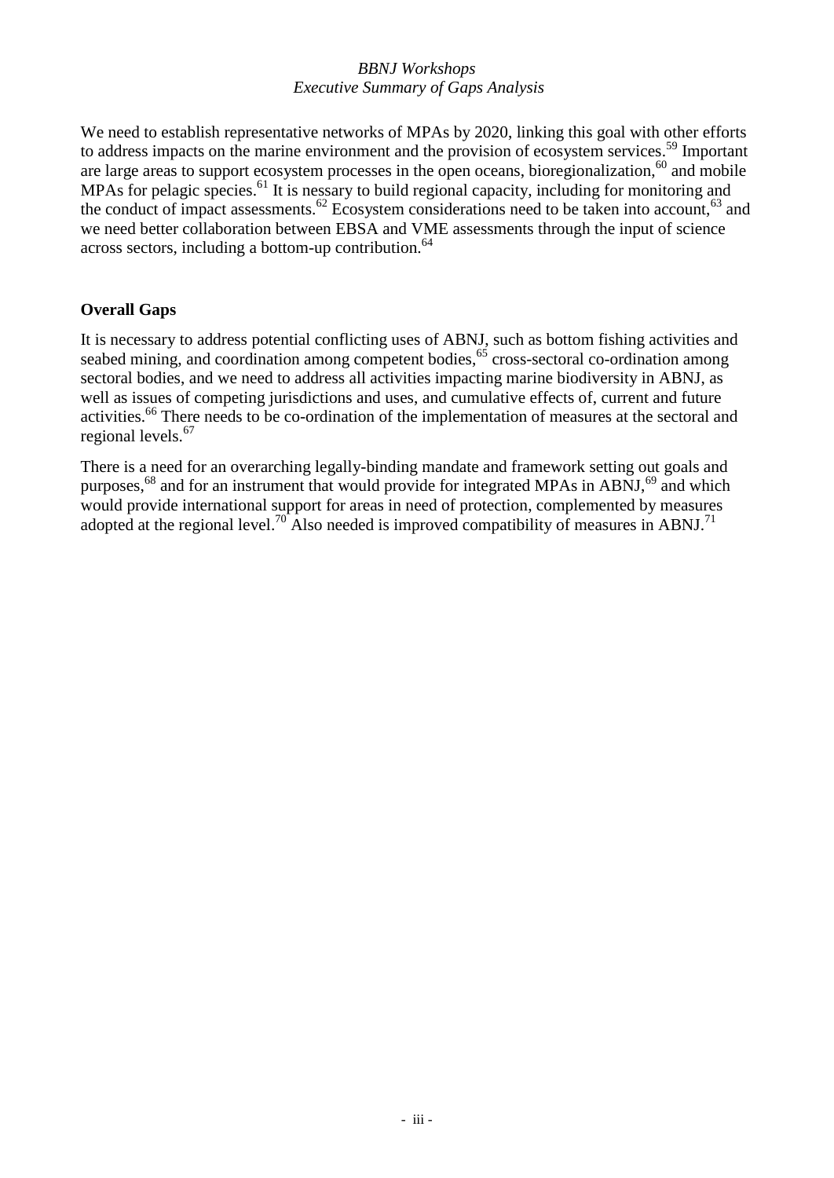We need to establish representative networks of MPAs by 2020, linking this goal with other efforts to address impacts on the marine environment and the provision of ecosystem services.[59] Important are large areas to support ecosystem processes in the open oceans, bioregionalization,[60] and mobile MPAs for pelagic species.[61] It is nessary to build regional capacity, including for monitoring and the conduct of impact assessments.[62] Ecosystem considerations need to be taken into account,[63] and we need better collaboration between EBSA and VME assessments through the input of science across sectors, including a bottom-up contribution.[64]

## Overall Gaps

It is necessary to address potential conflicting uses of ABNJ, such as bottom fishing activities and seabed mining, and coordination among competent bodies,[65] cross-sectoral co-ordination among sectoral bodies, and we need to address all activities impacting marine biodiversity in ABNJ, as well as issues of competing jurisdictions and uses, and cumulative effects of, current and future activities.[66] There needs to be co-ordination of the implementation of measures at the sectoral and regional levels.[67]

There is a need for an overarching legally-binding mandate and framework setting out goals and purposes,[68] and for an instrument that would provide for integrated MPAs in ABNJ,[69] and which would provide international support for areas in need of protection, complemented by measures adopted at the regional level.[70] Also needed is improved compatibility of measures in ABNJ.[71]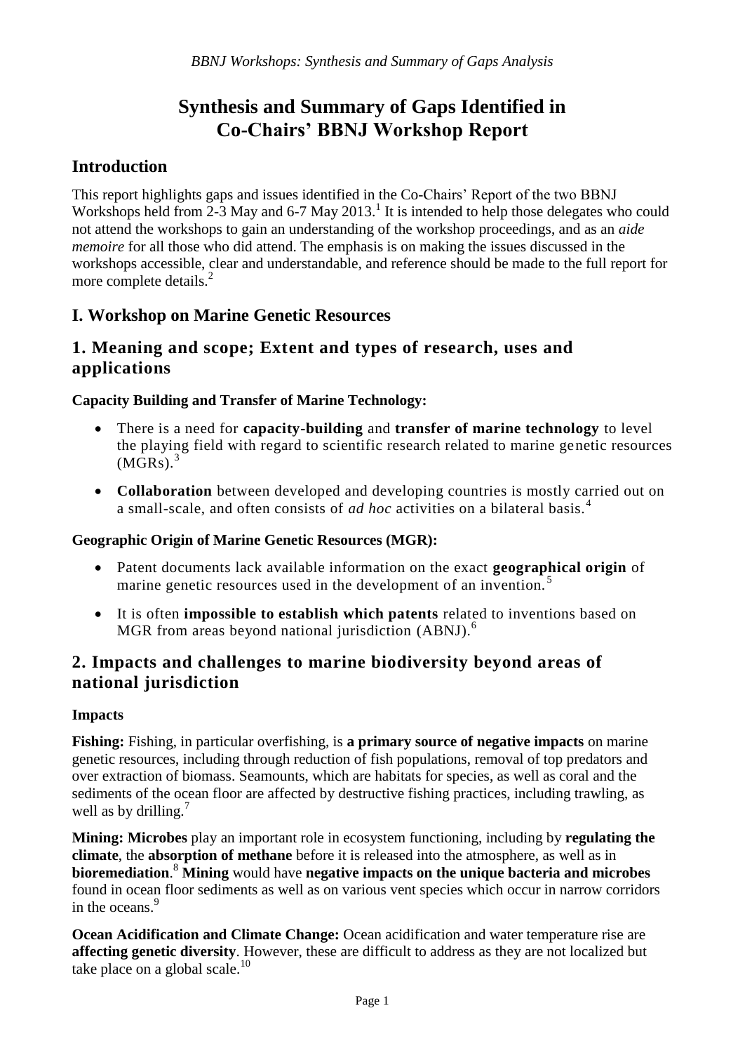# Synthesis and Summary of Gaps Identified in Co-Chairs' BBNJ Workshop Report

## Introduction

This report highlights gaps and issues identified in the Co-Chairs' Report of the two BBNJ Workshops held from 2-3 May and 6-7 May 2013.[1] It is intended to help those delegates who could not attend the workshops to gain an understanding of the workshop proceedings, and as an *aide memoire* for all those who did attend. The emphasis is on making the issues discussed in the workshops accessible, clear and understandable, and reference should be made to the full report for more complete details.[2]

## I. Workshop on Marine Genetic Resources

## 1. Meaning and scope; Extent and types of research, uses and applications

**Capacity Building and Transfer of Marine Technology:**

- There is a need for **capacity-building** and **transfer of marine technology** to level the playing field with regard to scientific research related to marine genetic resources (MGRs).[3]
- **Collaboration** between developed and developing countries is mostly carried out on a small-scale, and often consists of *ad hoc* activities on a bilateral basis.[4]

**Geographic Origin of Marine Genetic Resources (MGR):**

- Patent documents lack available information on the exact **geographical origin** of marine genetic resources used in the development of an invention.[5]
- It is often **impossible to establish which patents** related to inventions based on MGR from areas beyond national jurisdiction (ABNJ).[6]

## 2. Impacts and challenges to marine biodiversity beyond areas of national jurisdiction

**Impacts**

**Fishing:** Fishing, in particular overfishing, is **a primary source of negative impacts** on marine genetic resources, including through reduction of fish populations, removal of top predators and over extraction of biomass. Seamounts, which are habitats for species, as well as coral and the sediments of the ocean floor are affected by destructive fishing practices, including trawling, as well as by drilling.[7]

**Mining: Microbes** play an important role in ecosystem functioning, including by **regulating the climate**, the **absorption of methane** before it is released into the atmosphere, as well as in **bioremediation**.[8] **Mining** would have **negative impacts on the unique bacteria and microbes** found in ocean floor sediments as well as on various vent species which occur in narrow corridors in the oceans.[9]

**Ocean Acidification and Climate Change:** Ocean acidification and water temperature rise are **affecting genetic diversity**. However, these are difficult to address as they are not localized but take place on a global scale.[10]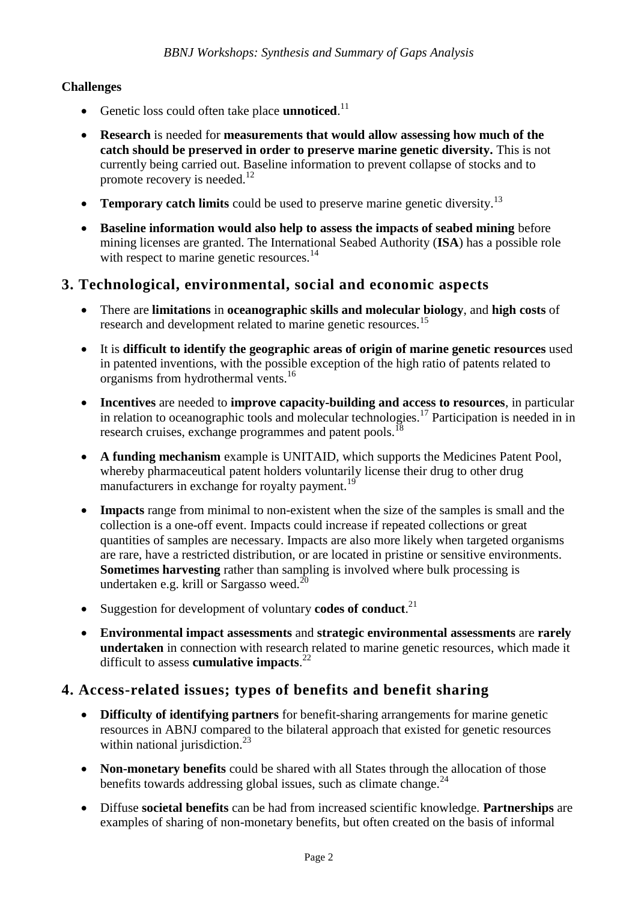**Challenges**

- Genetic loss could often take place **unnoticed**.[11]
- **Research** is needed for **measurements that would allow assessing how much of the catch should be preserved in order to preserve marine genetic diversity.** This is not currently being carried out. Baseline information to prevent collapse of stocks and to promote recovery is needed.[12]
- **Temporary catch limits** could be used to preserve marine genetic diversity.[13]
- **Baseline information would also help to assess the impacts of seabed mining** before mining licenses are granted. The International Seabed Authority (**ISA**) has a possible role with respect to marine genetic resources.[14]

## 3. Technological, environmental, social and economic aspects

- There are **limitations** in **oceanographic skills and molecular biology**, and **high costs** of research and development related to marine genetic resources.[15]
- It is **difficult to identify the geographic areas of origin of marine genetic resources** used in patented inventions, with the possible exception of the high ratio of patents related to organisms from hydrothermal vents.[16]
- **Incentives** are needed to **improve capacity-building and access to resources**, in particular in relation to oceanographic tools and molecular technologies.[17] Participation is needed in in research cruises, exchange programmes and patent pools.[18]
- **A funding mechanism** example is UNITAID, which supports the Medicines Patent Pool, whereby pharmaceutical patent holders voluntarily license their drug to other drug manufacturers in exchange for royalty payment.[19]
- **Impacts** range from minimal to non-existent when the size of the samples is small and the collection is a one-off event. Impacts could increase if repeated collections or great quantities of samples are necessary. Impacts are also more likely when targeted organisms are rare, have a restricted distribution, or are located in pristine or sensitive environments. **Sometimes harvesting** rather than sampling is involved where bulk processing is undertaken e.g. krill or Sargasso weed.[20]
- Suggestion for development of voluntary **codes of conduct**.[21]
- **Environmental impact assessments** and **strategic environmental assessments** are **rarely undertaken** in connection with research related to marine genetic resources, which made it difficult to assess **cumulative impacts**.[22]

## 4. Access-related issues; types of benefits and benefit sharing

- **Difficulty of identifying partners** for benefit-sharing arrangements for marine genetic resources in ABNJ compared to the bilateral approach that existed for genetic resources within national jurisdiction.[23]
- **Non-monetary benefits** could be shared with all States through the allocation of those benefits towards addressing global issues, such as climate change.[24]
- Diffuse **societal benefits** can be had from increased scientific knowledge. **Partnerships** are examples of sharing of non-monetary benefits, but often created on the basis of informal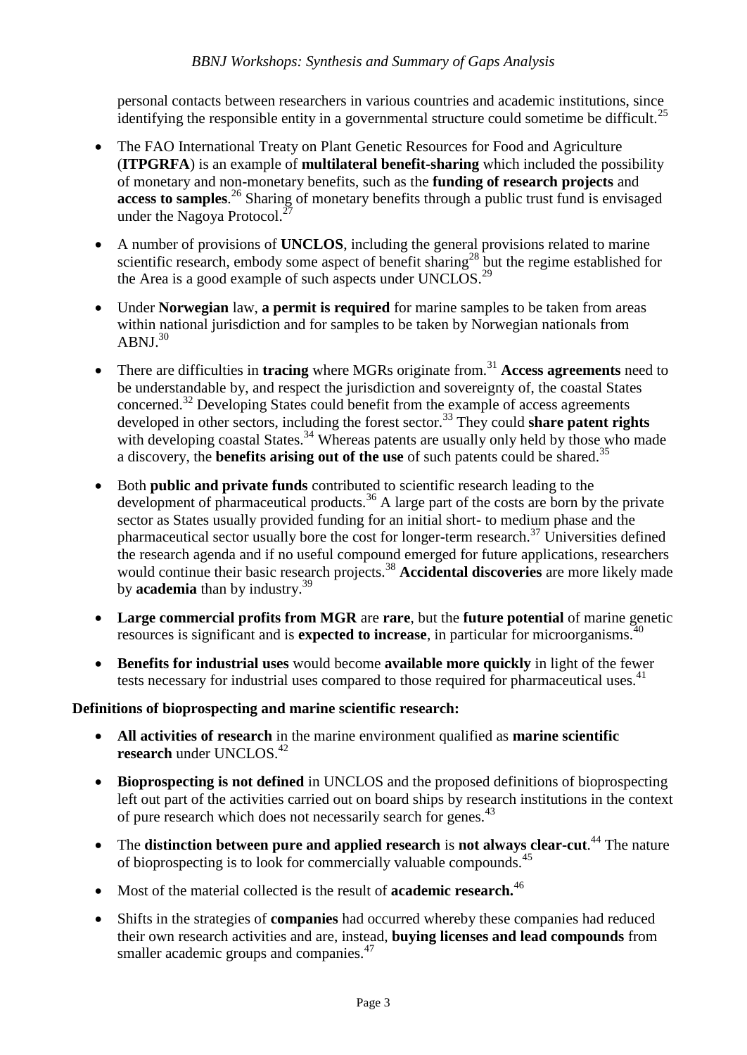personal contacts between researchers in various countries and academic institutions, since identifying the responsible entity in a governmental structure could sometime be difficult.[25]

- The FAO International Treaty on Plant Genetic Resources for Food and Agriculture (**ITPGRFA**) is an example of **multilateral benefit-sharing** which included the possibility of monetary and non-monetary benefits, such as the **funding of research projects** and **access to samples**.[26] Sharing of monetary benefits through a public trust fund is envisaged under the Nagoya Protocol.[27]

- A number of provisions of **UNCLOS**, including the general provisions related to marine scientific research, embody some aspect of benefit sharing[28] but the regime established for the Area is a good example of such aspects under UNCLOS.[29]

- Under **Norwegian** law, **a permit is required** for marine samples to be taken from areas within national jurisdiction and for samples to be taken by Norwegian nationals from ABNJ.[30]

- There are difficulties in **tracing** where MGRs originate from.[31] **Access agreements** need to be understandable by, and respect the jurisdiction and sovereignty of, the coastal States concerned.[32] Developing States could benefit from the example of access agreements developed in other sectors, including the forest sector.[33] They could **share patent rights** with developing coastal States.[34] Whereas patents are usually only held by those who made a discovery, the **benefits arising out of the use** of such patents could be shared.[35]

- Both **public and private funds** contributed to scientific research leading to the development of pharmaceutical products.[36] A large part of the costs are born by the private sector as States usually provided funding for an initial short- to medium phase and the pharmaceutical sector usually bore the cost for longer-term research.[37] Universities defined the research agenda and if no useful compound emerged for future applications, researchers would continue their basic research projects.[38] **Accidental discoveries** are more likely made by **academia** than by industry.[39]

- **Large commercial profits from MGR** are **rare**, but the **future potential** of marine genetic resources is significant and is **expected to increase**, in particular for microorganisms.[40]

- **Benefits for industrial uses** would become **available more quickly** in light of the fewer tests necessary for industrial uses compared to those required for pharmaceutical uses.[41]

**Definitions of bioprospecting and marine scientific research:**

- **All activities of research** in the marine environment qualified as **marine scientific research** under UNCLOS.[42]

- **Bioprospecting is not defined** in UNCLOS and the proposed definitions of bioprospecting left out part of the activities carried out on board ships by research institutions in the context of pure research which does not necessarily search for genes.[43]

- The **distinction between pure and applied research** is **not always clear-cut**.[44] The nature of bioprospecting is to look for commercially valuable compounds.[45]

- Most of the material collected is the result of **academic research.**[46]

- Shifts in the strategies of **companies** had occurred whereby these companies had reduced their own research activities and are, instead, **buying licenses and lead compounds** from smaller academic groups and companies.[47]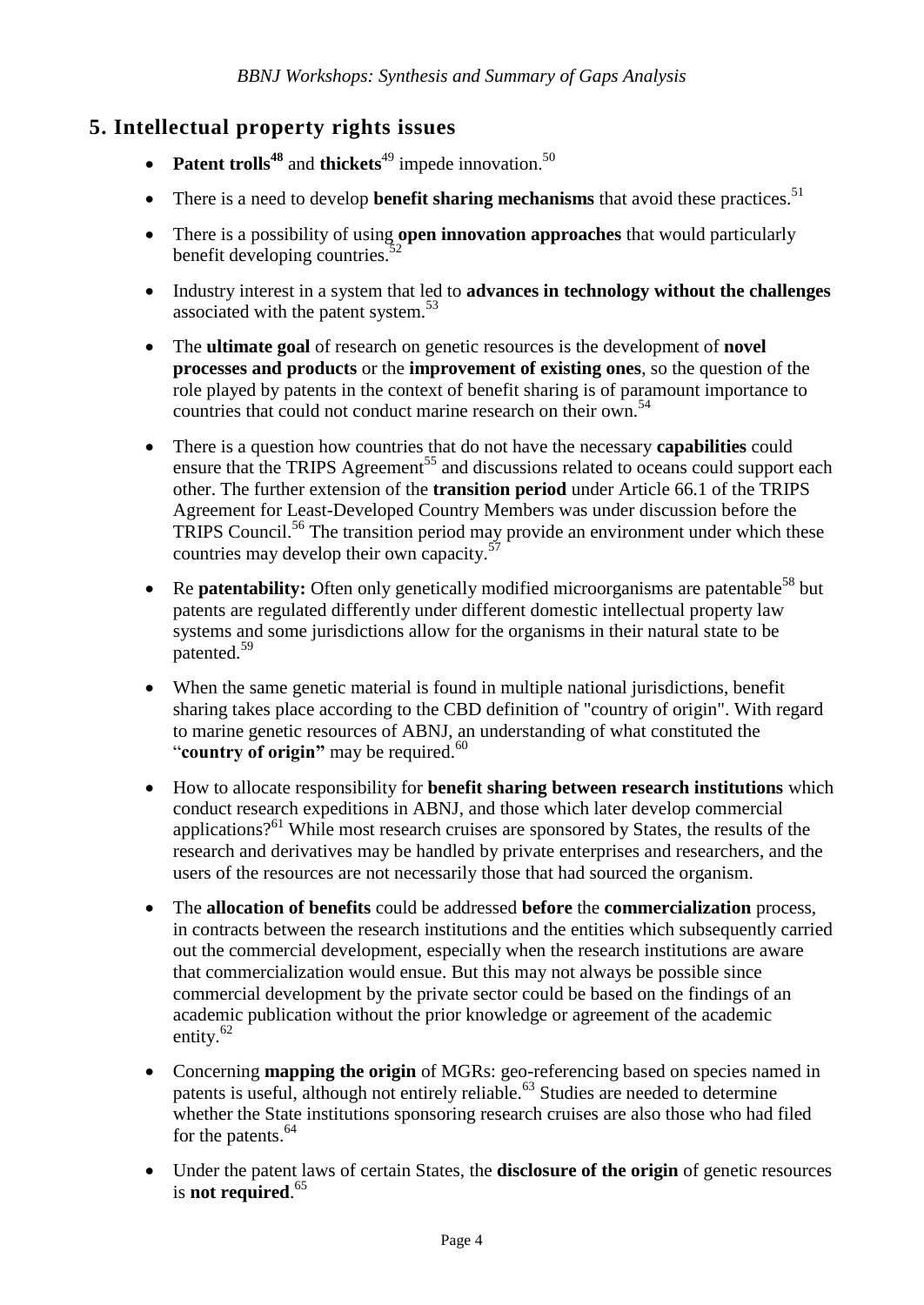## 5. Intellectual property rights issues

- **Patent trolls**[48] and **thickets**[49] impede innovation.[50]
- There is a need to develop **benefit sharing mechanisms** that avoid these practices.[51]
- There is a possibility of using **open innovation approaches** that would particularly benefit developing countries.[52]
- Industry interest in a system that led to **advances in technology without the challenges** associated with the patent system.[53]
- The **ultimate goal** of research on genetic resources is the development of **novel processes and products** or the **improvement of existing ones**, so the question of the role played by patents in the context of benefit sharing is of paramount importance to countries that could not conduct marine research on their own.[54]
- There is a question how countries that do not have the necessary **capabilities** could ensure that the TRIPS Agreement[55] and discussions related to oceans could support each other. The further extension of the **transition period** under Article 66.1 of the TRIPS Agreement for Least-Developed Country Members was under discussion before the TRIPS Council.[56] The transition period may provide an environment under which these countries may develop their own capacity.[57]
- Re **patentability:** Often only genetically modified microorganisms are patentable[58] but patents are regulated differently under different domestic intellectual property law systems and some jurisdictions allow for the organisms in their natural state to be patented.[59]
- When the same genetic material is found in multiple national jurisdictions, benefit sharing takes place according to the CBD definition of "country of origin". With regard to marine genetic resources of ABNJ, an understanding of what constituted the "**country of origin"** may be required.[60]
- How to allocate responsibility for **benefit sharing between research institutions** which conduct research expeditions in ABNJ, and those which later develop commercial applications?[61] While most research cruises are sponsored by States, the results of the research and derivatives may be handled by private enterprises and researchers, and the users of the resources are not necessarily those that had sourced the organism.
- The **allocation of benefits** could be addressed **before** the **commercialization** process, in contracts between the research institutions and the entities which subsequently carried out the commercial development, especially when the research institutions are aware that commercialization would ensue. But this may not always be possible since commercial development by the private sector could be based on the findings of an academic publication without the prior knowledge or agreement of the academic entity.[62]
- Concerning **mapping the origin** of MGRs: geo-referencing based on species named in patents is useful, although not entirely reliable.[63] Studies are needed to determine whether the State institutions sponsoring research cruises are also those who had filed for the patents.[64]
- Under the patent laws of certain States, the **disclosure of the origin** of genetic resources is **not required**.[65]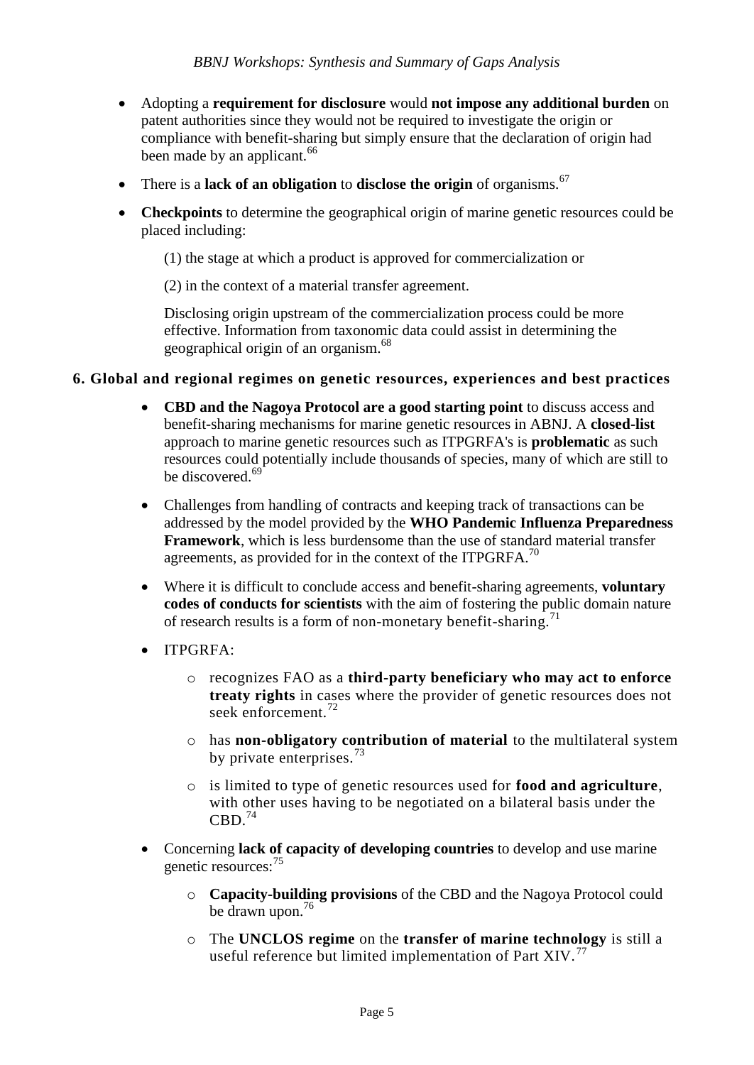- Adopting a **requirement for disclosure** would **not impose any additional burden** on patent authorities since they would not be required to investigate the origin or compliance with benefit-sharing but simply ensure that the declaration of origin had been made by an applicant.[66]

- There is a **lack of an obligation** to **disclose the origin** of organisms.[67]

- **Checkpoints** to determine the geographical origin of marine genetic resources could be placed including:

  (1) the stage at which a product is approved for commercialization or

  (2) in the context of a material transfer agreement.

  Disclosing origin upstream of the commercialization process could be more effective. Information from taxonomic data could assist in determining the geographical origin of an organism.[68]

## 6. Global and regional regimes on genetic resources, experiences and best practices

- **CBD and the Nagoya Protocol are a good starting point** to discuss access and benefit-sharing mechanisms for marine genetic resources in ABNJ. A **closed-list** approach to marine genetic resources such as ITPGRFA's is **problematic** as such resources could potentially include thousands of species, many of which are still to be discovered.[69]

- Challenges from handling of contracts and keeping track of transactions can be addressed by the model provided by the **WHO Pandemic Influenza Preparedness Framework**, which is less burdensome than the use of standard material transfer agreements, as provided for in the context of the ITPGRFA.[70]

- Where it is difficult to conclude access and benefit-sharing agreements, **voluntary codes of conducts for scientists** with the aim of fostering the public domain nature of research results is a form of non-monetary benefit-sharing.[71]

- ITPGRFA:

  - recognizes FAO as a **third-party beneficiary who may act to enforce treaty rights** in cases where the provider of genetic resources does not seek enforcement.[72]

  - has **non-obligatory contribution of material** to the multilateral system by private enterprises.[73]

  - is limited to type of genetic resources used for **food and agriculture**, with other uses having to be negotiated on a bilateral basis under the CBD.[74]

- Concerning **lack of capacity of developing countries** to develop and use marine genetic resources:[75]

  - **Capacity-building provisions** of the CBD and the Nagoya Protocol could be drawn upon.[76]

  - The **UNCLOS regime** on the **transfer of marine technology** is still a useful reference but limited implementation of Part XIV.[77]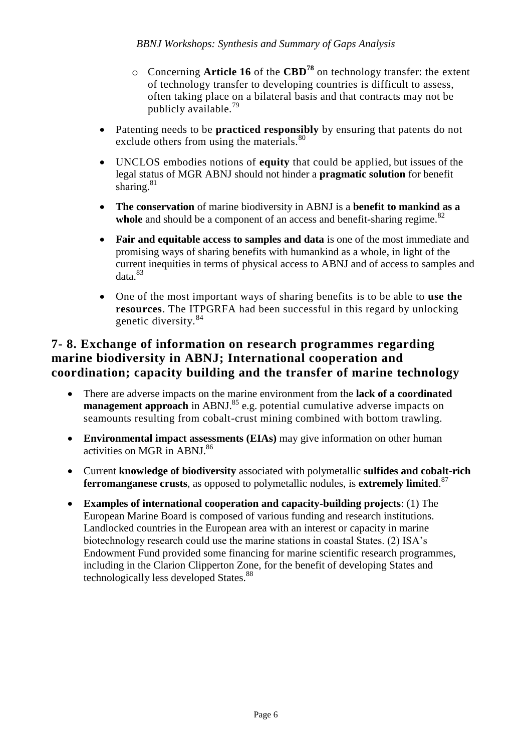- Concerning **Article 16** of the **CBD**[78] on technology transfer: the extent of technology transfer to developing countries is difficult to assess, often taking place on a bilateral basis and that contracts may not be publicly available.[79]

- Patenting needs to be **practiced responsibly** by ensuring that patents do not exclude others from using the materials.[80]
- UNCLOS embodies notions of **equity** that could be applied, but issues of the legal status of MGR ABNJ should not hinder a **pragmatic solution** for benefit sharing.[81]
- **The conservation** of marine biodiversity in ABNJ is a **benefit to mankind as a whole** and should be a component of an access and benefit-sharing regime.[82]
- **Fair and equitable access to samples and data** is one of the most immediate and promising ways of sharing benefits with humankind as a whole, in light of the current inequities in terms of physical access to ABNJ and of access to samples and data.[83]
- One of the most important ways of sharing benefits is to be able to **use the resources**. The ITPGRFA had been successful in this regard by unlocking genetic diversity.[84]

## 7- 8. Exchange of information on research programmes regarding marine biodiversity in ABNJ; International cooperation and coordination; capacity building and the transfer of marine technology

- There are adverse impacts on the marine environment from the **lack of a coordinated management approach** in ABNJ.[85] e.g. potential cumulative adverse impacts on seamounts resulting from cobalt-crust mining combined with bottom trawling.
- **Environmental impact assessments (EIAs)** may give information on other human activities on MGR in ABNJ.[86]
- Current **knowledge of biodiversity** associated with polymetallic **sulfides and cobalt-rich ferromanganese crusts**, as opposed to polymetallic nodules, is **extremely limited**.[87]
- **Examples of international cooperation and capacity-building projects**: (1) The European Marine Board is composed of various funding and research institutions. Landlocked countries in the European area with an interest or capacity in marine biotechnology research could use the marine stations in coastal States. (2) ISA's Endowment Fund provided some financing for marine scientific research programmes, including in the Clarion Clipperton Zone, for the benefit of developing States and technologically less developed States.[88]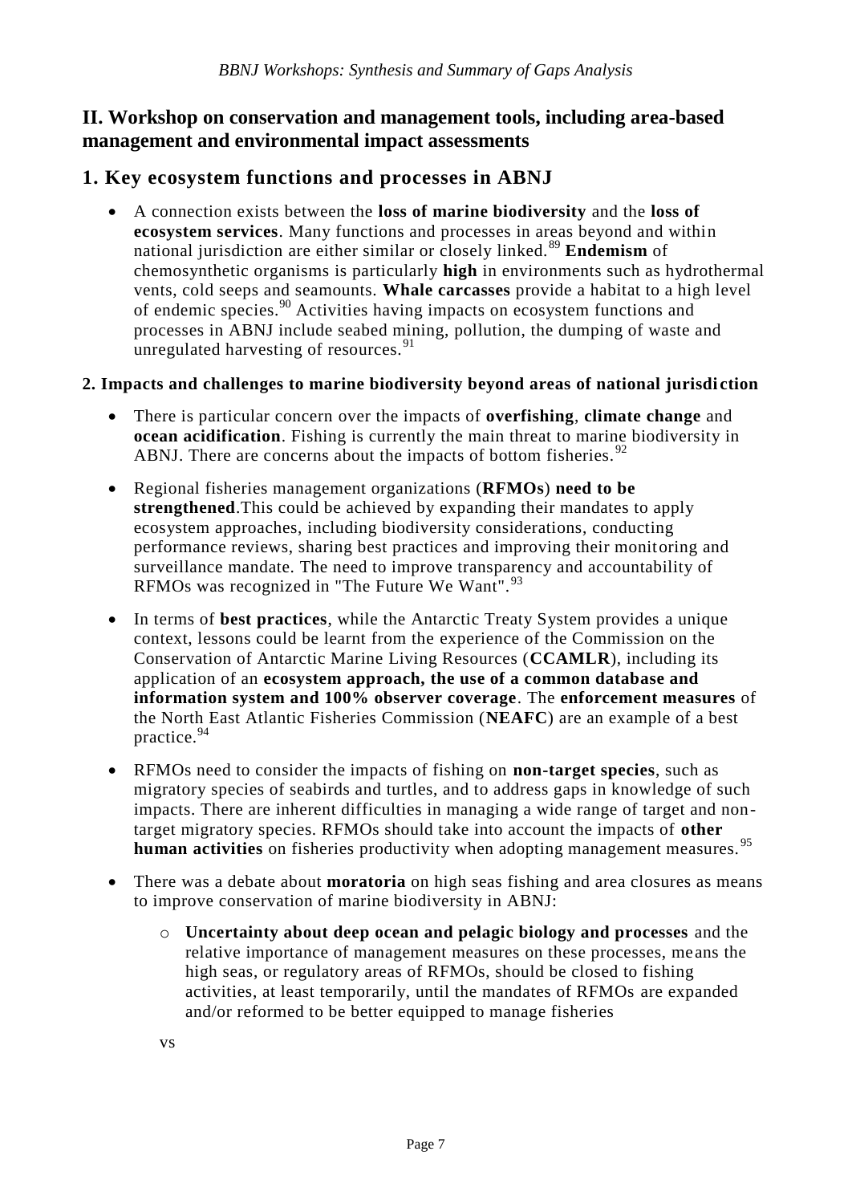## II. Workshop on conservation and management tools, including area-based management and environmental impact assessments

## 1. Key ecosystem functions and processes in ABNJ

- A connection exists between the **loss of marine biodiversity** and the **loss of ecosystem services**. Many functions and processes in areas beyond and within national jurisdiction are either similar or closely linked.[89] **Endemism** of chemosynthetic organisms is particularly **high** in environments such as hydrothermal vents, cold seeps and seamounts. **Whale carcasses** provide a habitat to a high level of endemic species.[90] Activities having impacts on ecosystem functions and processes in ABNJ include seabed mining, pollution, the dumping of waste and unregulated harvesting of resources.[91]

### 2. Impacts and challenges to marine biodiversity beyond areas of national jurisdiction

- There is particular concern over the impacts of **overfishing**, **climate change** and **ocean acidification**. Fishing is currently the main threat to marine biodiversity in ABNJ. There are concerns about the impacts of bottom fisheries.[92]
- Regional fisheries management organizations (**RFMOs**) **need to be strengthened**.This could be achieved by expanding their mandates to apply ecosystem approaches, including biodiversity considerations, conducting performance reviews, sharing best practices and improving their monitoring and surveillance mandate. The need to improve transparency and accountability of RFMOs was recognized in "The Future We Want".[93]
- In terms of **best practices**, while the Antarctic Treaty System provides a unique context, lessons could be learnt from the experience of the Commission on the Conservation of Antarctic Marine Living Resources (**CCAMLR**), including its application of an **ecosystem approach, the use of a common database and information system and 100% observer coverage**. The **enforcement measures** of the North East Atlantic Fisheries Commission (**NEAFC**) are an example of a best practice.[94]
- RFMOs need to consider the impacts of fishing on **non-target species**, such as migratory species of seabirds and turtles, and to address gaps in knowledge of such impacts. There are inherent difficulties in managing a wide range of target and non-target migratory species. RFMOs should take into account the impacts of **other human activities** on fisheries productivity when adopting management measures.[95]
- There was a debate about **moratoria** on high seas fishing and area closures as means to improve conservation of marine biodiversity in ABNJ:
  - **Uncertainty about deep ocean and pelagic biology and processes** and the relative importance of management measures on these processes, means the high seas, or regulatory areas of RFMOs, should be closed to fishing activities, at least temporarily, until the mandates of RFMOs are expanded and/or reformed to be better equipped to manage fisheries

  vs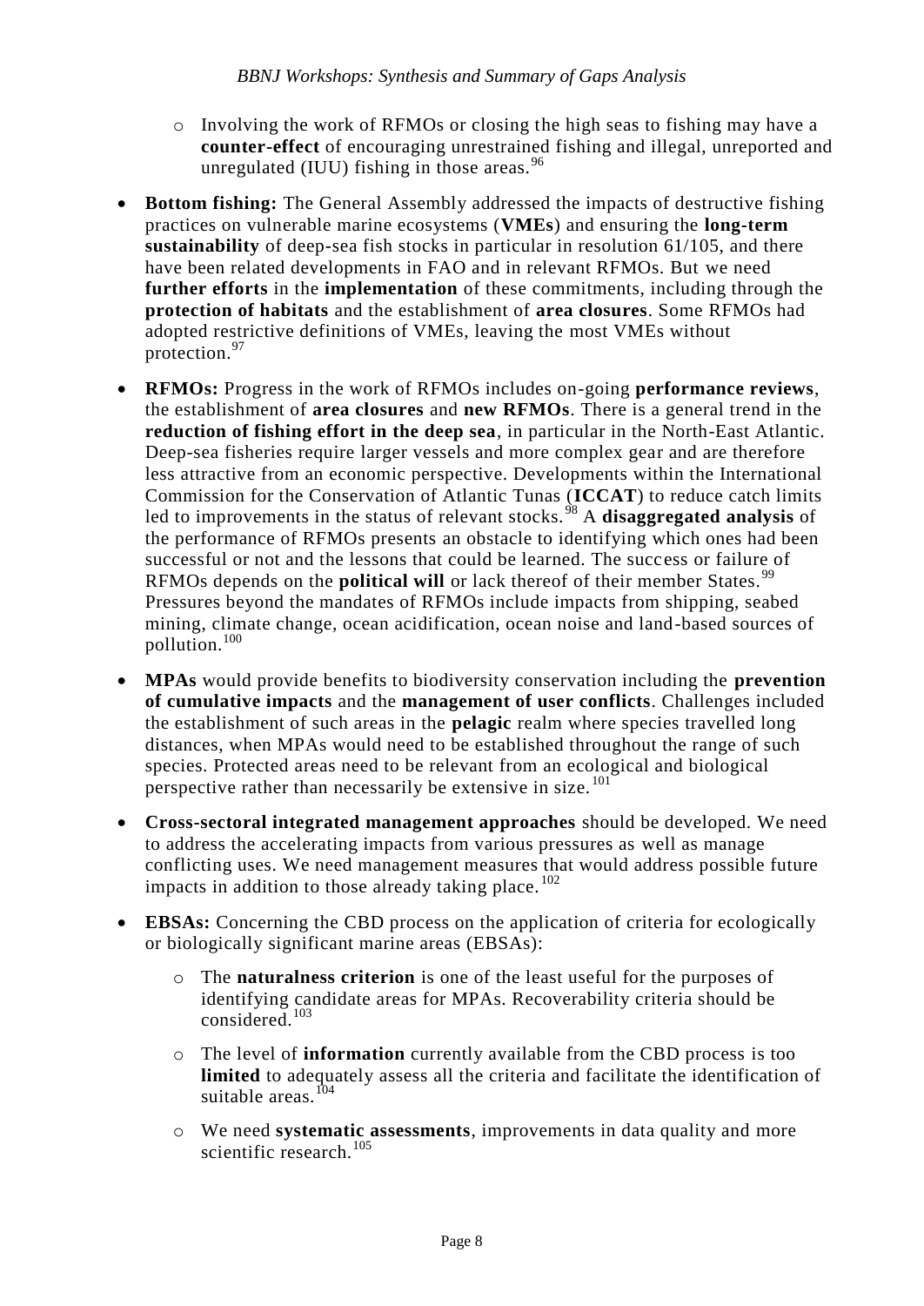- Involving the work of RFMOs or closing the high seas to fishing may have a **counter-effect** of encouraging unrestrained fishing and illegal, unreported and unregulated (IUU) fishing in those areas.[96]

- **Bottom fishing:** The General Assembly addressed the impacts of destructive fishing practices on vulnerable marine ecosystems (**VMEs**) and ensuring the **long-term sustainability** of deep-sea fish stocks in particular in resolution 61/105, and there have been related developments in FAO and in relevant RFMOs. But we need **further efforts** in the **implementation** of these commitments, including through the **protection of habitats** and the establishment of **area closures**. Some RFMOs had adopted restrictive definitions of VMEs, leaving the most VMEs without protection.[97]

- **RFMOs:** Progress in the work of RFMOs includes on-going **performance reviews**, the establishment of **area closures** and **new RFMOs**. There is a general trend in the **reduction of fishing effort in the deep sea**, in particular in the North-East Atlantic. Deep-sea fisheries require larger vessels and more complex gear and are therefore less attractive from an economic perspective. Developments within the International Commission for the Conservation of Atlantic Tunas (**ICCAT**) to reduce catch limits led to improvements in the status of relevant stocks.[98] A **disaggregated analysis** of the performance of RFMOs presents an obstacle to identifying which ones had been successful or not and the lessons that could be learned. The success or failure of RFMOs depends on the **political will** or lack thereof of their member States.[99] Pressures beyond the mandates of RFMOs include impacts from shipping, seabed mining, climate change, ocean acidification, ocean noise and land-based sources of pollution.[100]

- **MPAs** would provide benefits to biodiversity conservation including the **prevention of cumulative impacts** and the **management of user conflicts**. Challenges included the establishment of such areas in the **pelagic** realm where species travelled long distances, when MPAs would need to be established throughout the range of such species. Protected areas need to be relevant from an ecological and biological perspective rather than necessarily be extensive in size.[101]

- **Cross-sectoral integrated management approaches** should be developed. We need to address the accelerating impacts from various pressures as well as manage conflicting uses. We need management measures that would address possible future impacts in addition to those already taking place.[102]

- **EBSAs:** Concerning the CBD process on the application of criteria for ecologically or biologically significant marine areas (EBSAs):
  - The **naturalness criterion** is one of the least useful for the purposes of identifying candidate areas for MPAs. Recoverability criteria should be considered.[103]
  - The level of **information** currently available from the CBD process is too **limited** to adequately assess all the criteria and facilitate the identification of suitable areas.[104]
  - We need **systematic assessments**, improvements in data quality and more scientific research.[105]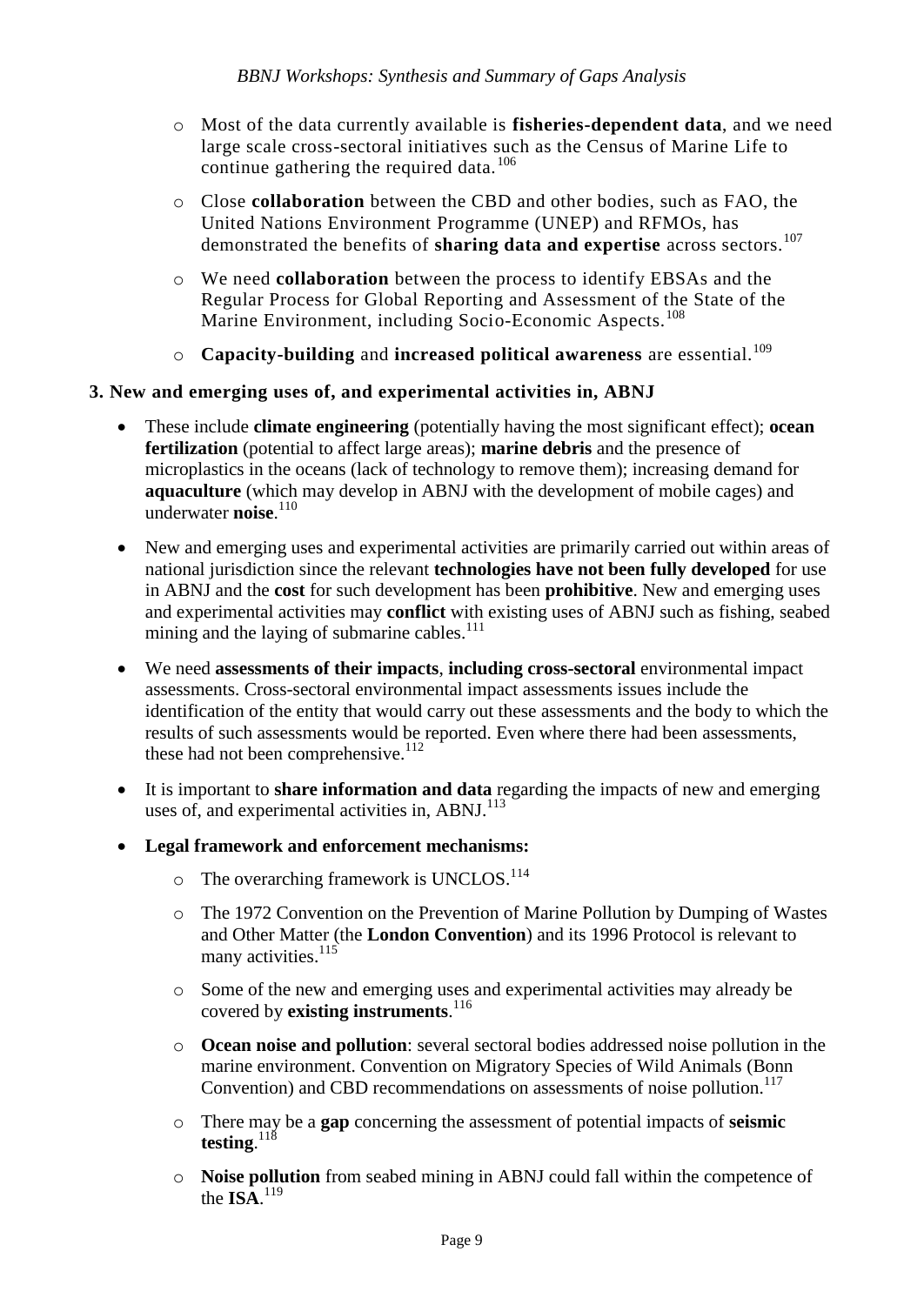- Most of the data currently available is **fisheries-dependent data**, and we need large scale cross-sectoral initiatives such as the Census of Marine Life to continue gathering the required data.[106]
   - Close **collaboration** between the CBD and other bodies, such as FAO, the United Nations Environment Programme (UNEP) and RFMOs, has demonstrated the benefits of **sharing data and expertise** across sectors.[107]
   - We need **collaboration** between the process to identify EBSAs and the Regular Process for Global Reporting and Assessment of the State of the Marine Environment, including Socio-Economic Aspects.[108]
   - **Capacity-building** and **increased political awareness** are essential.[109]

**3. New and emerging uses of, and experimental activities in, ABNJ**

- These include **climate engineering** (potentially having the most significant effect); **ocean fertilization** (potential to affect large areas); **marine debris** and the presence of microplastics in the oceans (lack of technology to remove them); increasing demand for **aquaculture** (which may develop in ABNJ with the development of mobile cages) and underwater **noise**.[110]
- New and emerging uses and experimental activities are primarily carried out within areas of national jurisdiction since the relevant **technologies have not been fully developed** for use in ABNJ and the **cost** for such development has been **prohibitive**. New and emerging uses and experimental activities may **conflict** with existing uses of ABNJ such as fishing, seabed mining and the laying of submarine cables.[111]
- We need **assessments of their impacts**, **including cross-sectoral** environmental impact assessments. Cross-sectoral environmental impact assessments issues include the identification of the entity that would carry out these assessments and the body to which the results of such assessments would be reported. Even where there had been assessments, these had not been comprehensive.[112]
- It is important to **share information and data** regarding the impacts of new and emerging uses of, and experimental activities in, ABNJ.[113]
- **Legal framework and enforcement mechanisms:**
   - The overarching framework is UNCLOS.[114]
   - The 1972 Convention on the Prevention of Marine Pollution by Dumping of Wastes and Other Matter (the **London Convention**) and its 1996 Protocol is relevant to many activities.[115]
   - Some of the new and emerging uses and experimental activities may already be covered by **existing instruments**.[116]
   - **Ocean noise and pollution**: several sectoral bodies addressed noise pollution in the marine environment. Convention on Migratory Species of Wild Animals (Bonn Convention) and CBD recommendations on assessments of noise pollution.[117]
   - There may be a **gap** concerning the assessment of potential impacts of **seismic testing**.[118]
   - **Noise pollution** from seabed mining in ABNJ could fall within the competence of the **ISA**.[119]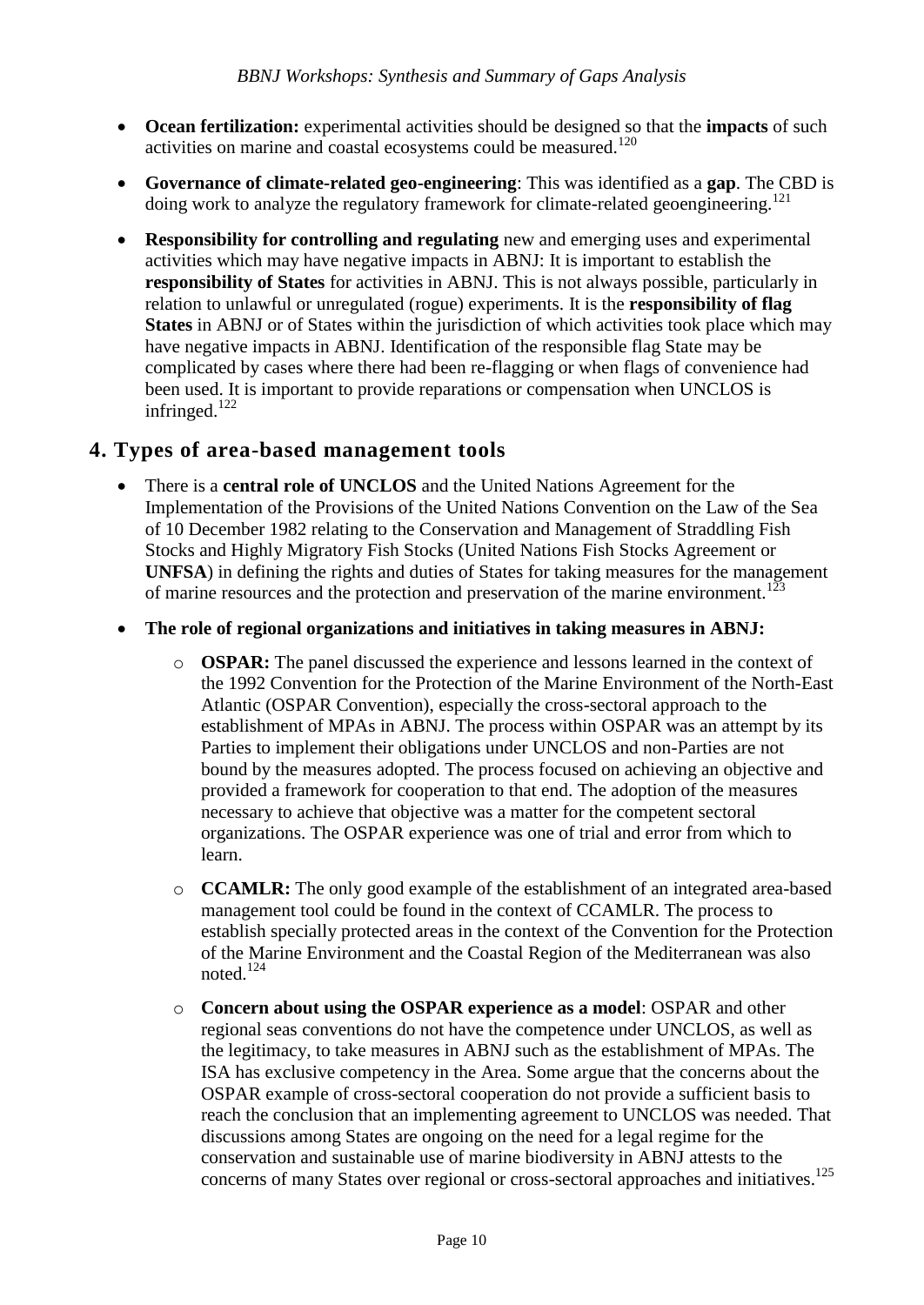- **Ocean fertilization:** experimental activities should be designed so that the **impacts** of such activities on marine and coastal ecosystems could be measured.[120]

- **Governance of climate-related geo-engineering**: This was identified as a **gap**. The CBD is doing work to analyze the regulatory framework for climate-related geoengineering.[121]

- **Responsibility for controlling and regulating** new and emerging uses and experimental activities which may have negative impacts in ABNJ: It is important to establish the **responsibility of States** for activities in ABNJ. This is not always possible, particularly in relation to unlawful or unregulated (rogue) experiments. It is the **responsibility of flag States** in ABNJ or of States within the jurisdiction of which activities took place which may have negative impacts in ABNJ. Identification of the responsible flag State may be complicated by cases where there had been re-flagging or when flags of convenience had been used. It is important to provide reparations or compensation when UNCLOS is infringed.[122]

## 4. Types of area-based management tools

- There is a **central role of UNCLOS** and the United Nations Agreement for the Implementation of the Provisions of the United Nations Convention on the Law of the Sea of 10 December 1982 relating to the Conservation and Management of Straddling Fish Stocks and Highly Migratory Fish Stocks (United Nations Fish Stocks Agreement or **UNFSA**) in defining the rights and duties of States for taking measures for the management of marine resources and the protection and preservation of the marine environment.[123]

- **The role of regional organizations and initiatives in taking measures in ABNJ:**

    - **OSPAR:** The panel discussed the experience and lessons learned in the context of the 1992 Convention for the Protection of the Marine Environment of the North-East Atlantic (OSPAR Convention), especially the cross-sectoral approach to the establishment of MPAs in ABNJ. The process within OSPAR was an attempt by its Parties to implement their obligations under UNCLOS and non-Parties are not bound by the measures adopted. The process focused on achieving an objective and provided a framework for cooperation to that end. The adoption of the measures necessary to achieve that objective was a matter for the competent sectoral organizations. The OSPAR experience was one of trial and error from which to learn.

    - **CCAMLR:** The only good example of the establishment of an integrated area-based management tool could be found in the context of CCAMLR. The process to establish specially protected areas in the context of the Convention for the Protection of the Marine Environment and the Coastal Region of the Mediterranean was also noted.[124]

    - **Concern about using the OSPAR experience as a model**: OSPAR and other regional seas conventions do not have the competence under UNCLOS, as well as the legitimacy, to take measures in ABNJ such as the establishment of MPAs. The ISA has exclusive competency in the Area. Some argue that the concerns about the OSPAR example of cross-sectoral cooperation do not provide a sufficient basis to reach the conclusion that an implementing agreement to UNCLOS was needed. That discussions among States are ongoing on the need for a legal regime for the conservation and sustainable use of marine biodiversity in ABNJ attests to the concerns of many States over regional or cross-sectoral approaches and initiatives.[125]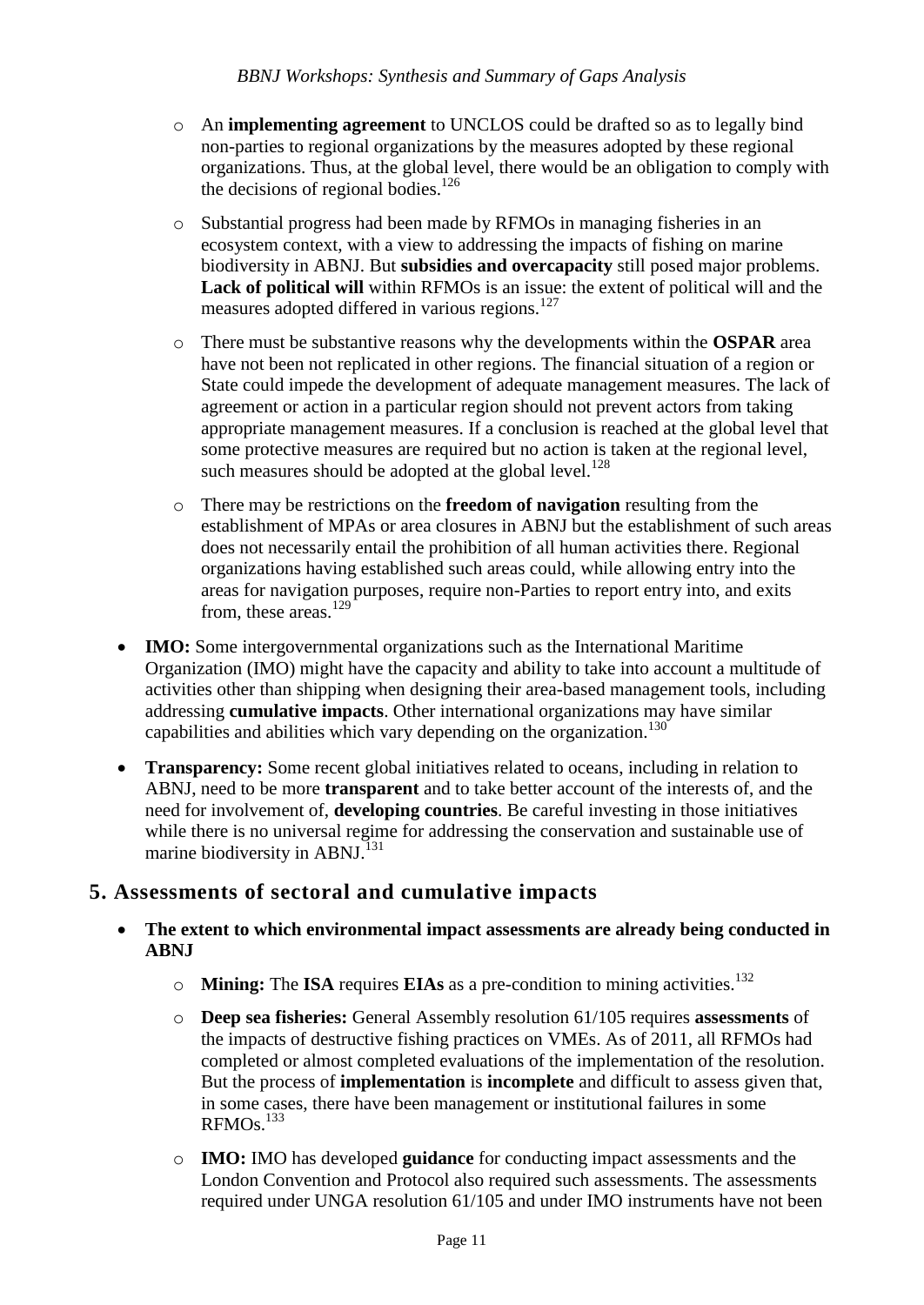- An **implementing agreement** to UNCLOS could be drafted so as to legally bind non-parties to regional organizations by the measures adopted by these regional organizations. Thus, at the global level, there would be an obligation to comply with the decisions of regional bodies.[126]

- Substantial progress had been made by RFMOs in managing fisheries in an ecosystem context, with a view to addressing the impacts of fishing on marine biodiversity in ABNJ. But **subsidies and overcapacity** still posed major problems. **Lack of political will** within RFMOs is an issue: the extent of political will and the measures adopted differed in various regions.[127]

- There must be substantive reasons why the developments within the **OSPAR** area have not been not replicated in other regions. The financial situation of a region or State could impede the development of adequate management measures. The lack of agreement or action in a particular region should not prevent actors from taking appropriate management measures. If a conclusion is reached at the global level that some protective measures are required but no action is taken at the regional level, such measures should be adopted at the global level.[128]

- There may be restrictions on the **freedom of navigation** resulting from the establishment of MPAs or area closures in ABNJ but the establishment of such areas does not necessarily entail the prohibition of all human activities there. Regional organizations having established such areas could, while allowing entry into the areas for navigation purposes, require non-Parties to report entry into, and exits from, these areas.[129]

- **IMO:** Some intergovernmental organizations such as the International Maritime Organization (IMO) might have the capacity and ability to take into account a multitude of activities other than shipping when designing their area-based management tools, including addressing **cumulative impacts**. Other international organizations may have similar capabilities and abilities which vary depending on the organization.[130]

- **Transparency:** Some recent global initiatives related to oceans, including in relation to ABNJ, need to be more **transparent** and to take better account of the interests of, and the need for involvement of, **developing countries**. Be careful investing in those initiatives while there is no universal regime for addressing the conservation and sustainable use of marine biodiversity in ABNJ.[131]

## 5. Assessments of sectoral and cumulative impacts

- **The extent to which environmental impact assessments are already being conducted in ABNJ**

  - **Mining:** The **ISA** requires **EIAs** as a pre-condition to mining activities.[132]

  - **Deep sea fisheries:** General Assembly resolution 61/105 requires **assessments** of the impacts of destructive fishing practices on VMEs. As of 2011, all RFMOs had completed or almost completed evaluations of the implementation of the resolution. But the process of **implementation** is **incomplete** and difficult to assess given that, in some cases, there have been management or institutional failures in some RFMOs.[133]

  - **IMO:** IMO has developed **guidance** for conducting impact assessments and the London Convention and Protocol also required such assessments. The assessments required under UNGA resolution 61/105 and under IMO instruments have not been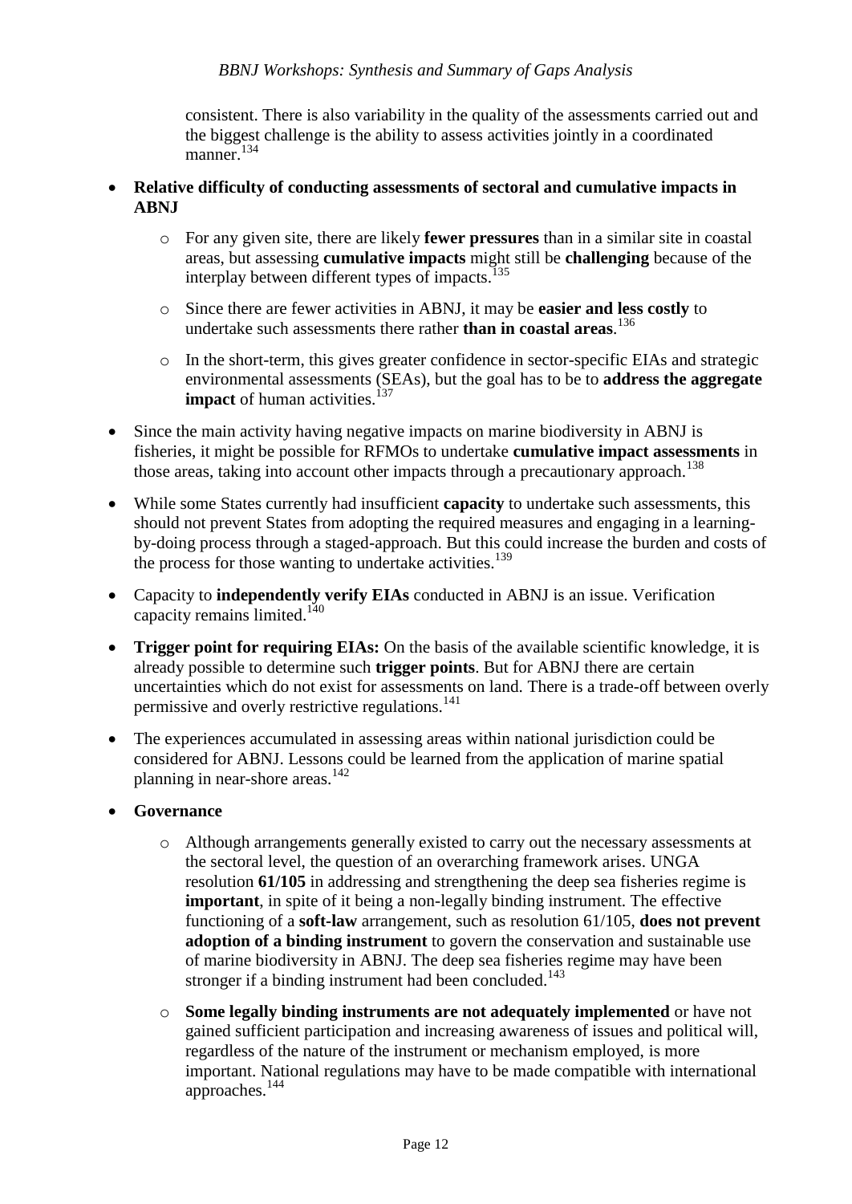consistent. There is also variability in the quality of the assessments carried out and the biggest challenge is the ability to assess activities jointly in a coordinated manner.[134]

- **Relative difficulty of conducting assessments of sectoral and cumulative impacts in ABNJ**
    - For any given site, there are likely **fewer pressures** than in a similar site in coastal areas, but assessing **cumulative impacts** might still be **challenging** because of the interplay between different types of impacts.[135]
    - Since there are fewer activities in ABNJ, it may be **easier and less costly** to undertake such assessments there rather **than in coastal areas**.[136]
    - In the short-term, this gives greater confidence in sector-specific EIAs and strategic environmental assessments (SEAs), but the goal has to be to **address the aggregate impact** of human activities.[137]
- Since the main activity having negative impacts on marine biodiversity in ABNJ is fisheries, it might be possible for RFMOs to undertake **cumulative impact assessments** in those areas, taking into account other impacts through a precautionary approach.[138]
- While some States currently had insufficient **capacity** to undertake such assessments, this should not prevent States from adopting the required measures and engaging in a learning-by-doing process through a staged-approach. But this could increase the burden and costs of the process for those wanting to undertake activities.[139]
- Capacity to **independently verify EIAs** conducted in ABNJ is an issue. Verification capacity remains limited.[140]
- **Trigger point for requiring EIAs:** On the basis of the available scientific knowledge, it is already possible to determine such **trigger points**. But for ABNJ there are certain uncertainties which do not exist for assessments on land. There is a trade-off between overly permissive and overly restrictive regulations.[141]
- The experiences accumulated in assessing areas within national jurisdiction could be considered for ABNJ. Lessons could be learned from the application of marine spatial planning in near-shore areas.[142]
- **Governance**
    - Although arrangements generally existed to carry out the necessary assessments at the sectoral level, the question of an overarching framework arises. UNGA resolution **61/105** in addressing and strengthening the deep sea fisheries regime is **important**, in spite of it being a non-legally binding instrument. The effective functioning of a **soft-law** arrangement, such as resolution 61/105, **does not prevent adoption of a binding instrument** to govern the conservation and sustainable use of marine biodiversity in ABNJ. The deep sea fisheries regime may have been stronger if a binding instrument had been concluded.[143]
    - **Some legally binding instruments are not adequately implemented** or have not gained sufficient participation and increasing awareness of issues and political will, regardless of the nature of the instrument or mechanism employed, is more important. National regulations may have to be made compatible with international approaches.[144]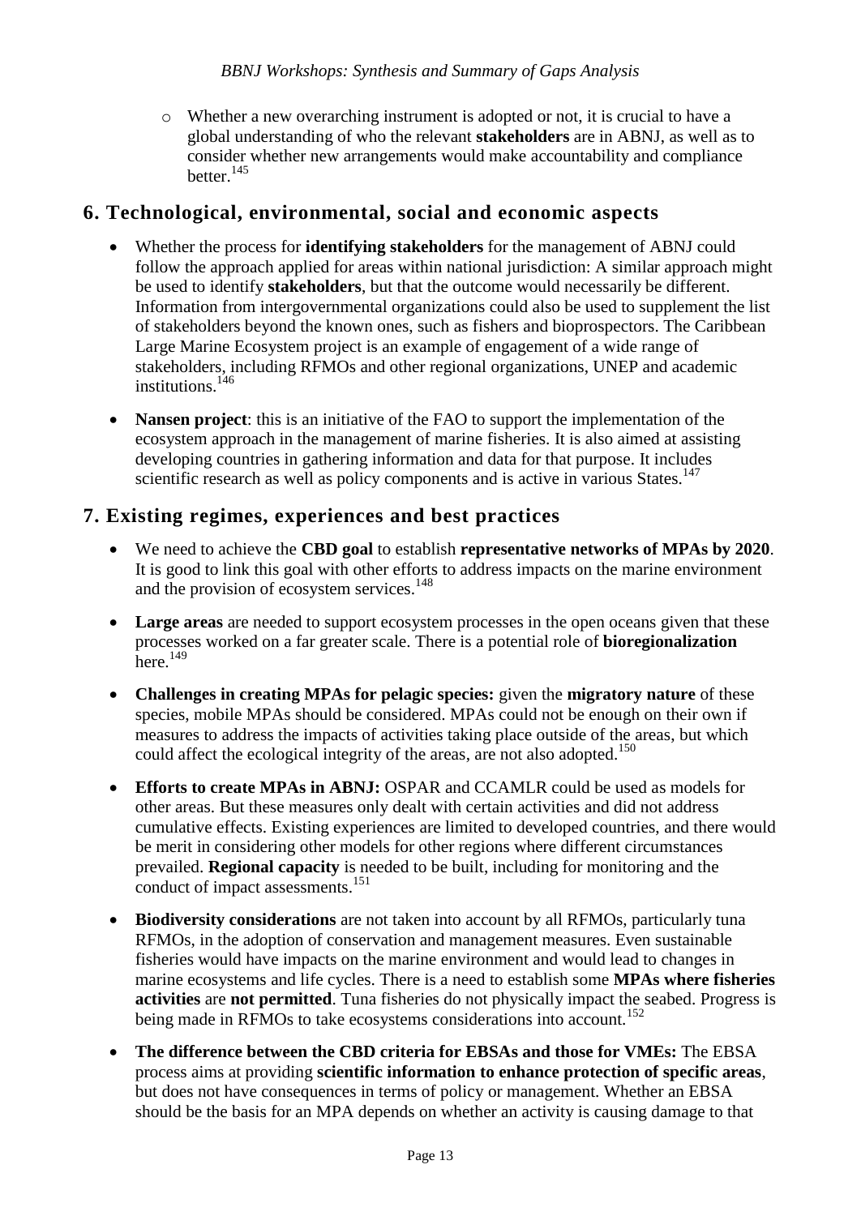- Whether a new overarching instrument is adopted or not, it is crucial to have a global understanding of who the relevant **stakeholders** are in ABNJ, as well as to consider whether new arrangements would make accountability and compliance better.[145]

## 6. Technological, environmental, social and economic aspects

- Whether the process for **identifying stakeholders** for the management of ABNJ could follow the approach applied for areas within national jurisdiction: A similar approach might be used to identify **stakeholders**, but that the outcome would necessarily be different. Information from intergovernmental organizations could also be used to supplement the list of stakeholders beyond the known ones, such as fishers and bioprospectors. The Caribbean Large Marine Ecosystem project is an example of engagement of a wide range of stakeholders, including RFMOs and other regional organizations, UNEP and academic institutions.[146]

- **Nansen project**: this is an initiative of the FAO to support the implementation of the ecosystem approach in the management of marine fisheries. It is also aimed at assisting developing countries in gathering information and data for that purpose. It includes scientific research as well as policy components and is active in various States.[147]

## 7. Existing regimes, experiences and best practices

- We need to achieve the **CBD goal** to establish **representative networks of MPAs by 2020**. It is good to link this goal with other efforts to address impacts on the marine environment and the provision of ecosystem services.[148]

- **Large areas** are needed to support ecosystem processes in the open oceans given that these processes worked on a far greater scale. There is a potential role of **bioregionalization** here.[149]

- **Challenges in creating MPAs for pelagic species:** given the **migratory nature** of these species, mobile MPAs should be considered. MPAs could not be enough on their own if measures to address the impacts of activities taking place outside of the areas, but which could affect the ecological integrity of the areas, are not also adopted.[150]

- **Efforts to create MPAs in ABNJ:** OSPAR and CCAMLR could be used as models for other areas. But these measures only dealt with certain activities and did not address cumulative effects. Existing experiences are limited to developed countries, and there would be merit in considering other models for other regions where different circumstances prevailed. **Regional capacity** is needed to be built, including for monitoring and the conduct of impact assessments.[151]

- **Biodiversity considerations** are not taken into account by all RFMOs, particularly tuna RFMOs, in the adoption of conservation and management measures. Even sustainable fisheries would have impacts on the marine environment and would lead to changes in marine ecosystems and life cycles. There is a need to establish some **MPAs where fisheries activities** are **not permitted**. Tuna fisheries do not physically impact the seabed. Progress is being made in RFMOs to take ecosystems considerations into account.[152]

- **The difference between the CBD criteria for EBSAs and those for VMEs:** The EBSA process aims at providing **scientific information to enhance protection of specific areas**, but does not have consequences in terms of policy or management. Whether an EBSA should be the basis for an MPA depends on whether an activity is causing damage to that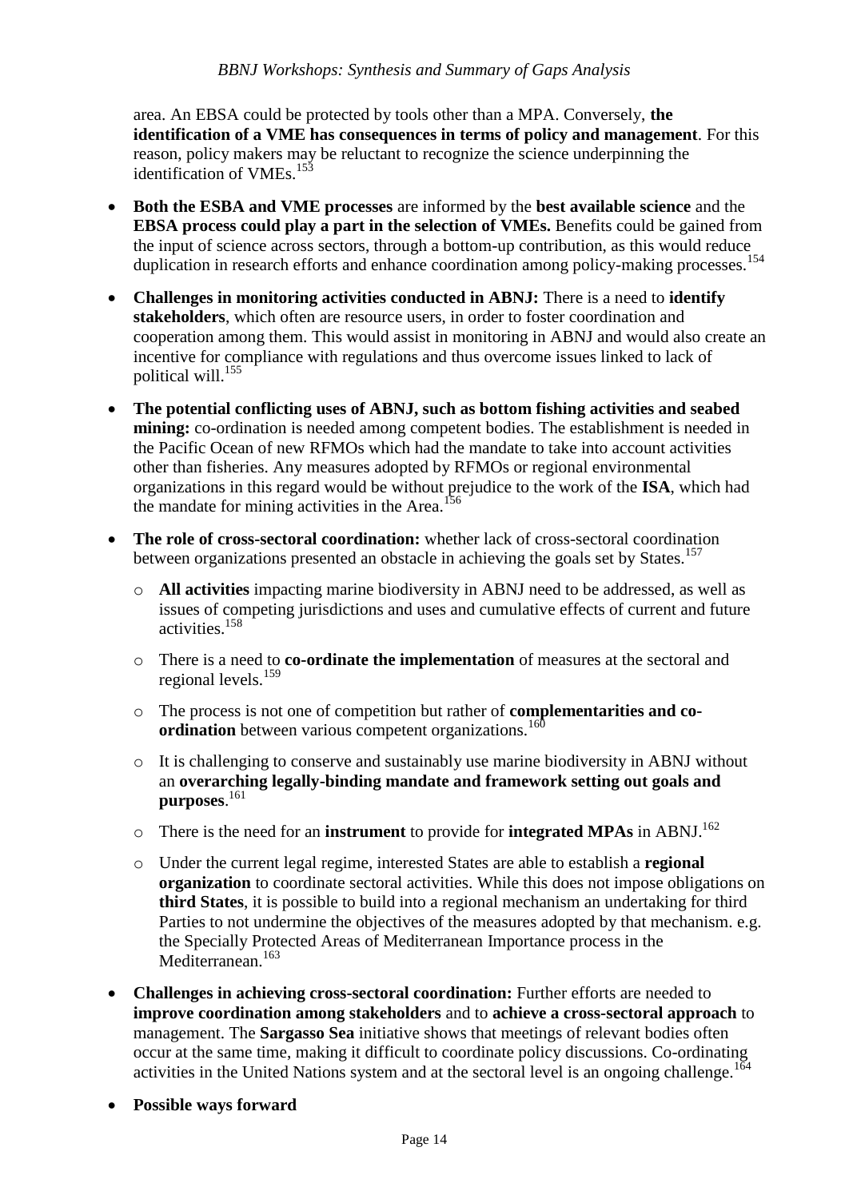area. An EBSA could be protected by tools other than a MPA. Conversely, **the identification of a VME has consequences in terms of policy and management**. For this reason, policy makers may be reluctant to recognize the science underpinning the identification of VMEs.[153]

- **Both the ESBA and VME processes** are informed by the **best available science** and the **EBSA process could play a part in the selection of VMEs.** Benefits could be gained from the input of science across sectors, through a bottom-up contribution, as this would reduce duplication in research efforts and enhance coordination among policy-making processes.[154]
- **Challenges in monitoring activities conducted in ABNJ:** There is a need to **identify stakeholders**, which often are resource users, in order to foster coordination and cooperation among them. This would assist in monitoring in ABNJ and would also create an incentive for compliance with regulations and thus overcome issues linked to lack of political will.[155]
- **The potential conflicting uses of ABNJ, such as bottom fishing activities and seabed mining:** co-ordination is needed among competent bodies. The establishment is needed in the Pacific Ocean of new RFMOs which had the mandate to take into account activities other than fisheries. Any measures adopted by RFMOs or regional environmental organizations in this regard would be without prejudice to the work of the **ISA**, which had the mandate for mining activities in the Area.[156]
- **The role of cross-sectoral coordination:** whether lack of cross-sectoral coordination between organizations presented an obstacle in achieving the goals set by States.[157]
  - **All activities** impacting marine biodiversity in ABNJ need to be addressed, as well as issues of competing jurisdictions and uses and cumulative effects of current and future activities.[158]
  - There is a need to **co-ordinate the implementation** of measures at the sectoral and regional levels.[159]
  - The process is not one of competition but rather of **complementarities and co-ordination** between various competent organizations.[160]
  - It is challenging to conserve and sustainably use marine biodiversity in ABNJ without an **overarching legally-binding mandate and framework setting out goals and purposes**.[161]
  - There is the need for an **instrument** to provide for **integrated MPAs** in ABNJ.[162]
  - Under the current legal regime, interested States are able to establish a **regional organization** to coordinate sectoral activities. While this does not impose obligations on **third States**, it is possible to build into a regional mechanism an undertaking for third Parties to not undermine the objectives of the measures adopted by that mechanism. e.g. the Specially Protected Areas of Mediterranean Importance process in the Mediterranean.[163]
- **Challenges in achieving cross-sectoral coordination:** Further efforts are needed to **improve coordination among stakeholders** and to **achieve a cross-sectoral approach** to management. The **Sargasso Sea** initiative shows that meetings of relevant bodies often occur at the same time, making it difficult to coordinate policy discussions. Co-ordinating activities in the United Nations system and at the sectoral level is an ongoing challenge.[164]
- **Possible ways forward**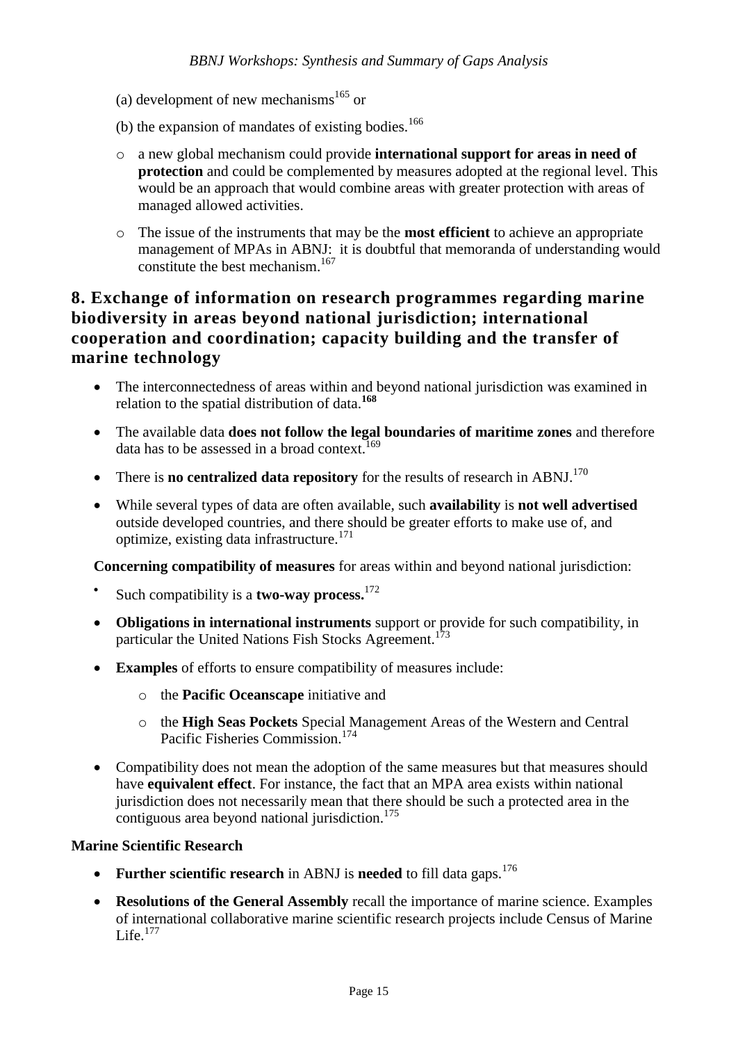(a) development of new mechanisms[165] or

(b) the expansion of mandates of existing bodies.[166]

- a new global mechanism could provide **international support for areas in need of protection** and could be complemented by measures adopted at the regional level. This would be an approach that would combine areas with greater protection with areas of managed allowed activities.
- The issue of the instruments that may be the **most efficient** to achieve an appropriate management of MPAs in ABNJ: it is doubtful that memoranda of understanding would constitute the best mechanism.[167]

## 8. Exchange of information on research programmes regarding marine biodiversity in areas beyond national jurisdiction; international cooperation and coordination; capacity building and the transfer of marine technology

- The interconnectedness of areas within and beyond national jurisdiction was examined in relation to the spatial distribution of data.[168]
- The available data **does not follow the legal boundaries of maritime zones** and therefore data has to be assessed in a broad context.[169]
- There is **no centralized data repository** for the results of research in ABNJ.[170]
- While several types of data are often available, such **availability** is **not well advertised** outside developed countries, and there should be greater efforts to make use of, and optimize, existing data infrastructure.[171]

**Concerning compatibility of measures** for areas within and beyond national jurisdiction:

- Such compatibility is a **two-way process.**[172]
- **Obligations in international instruments** support or provide for such compatibility, in particular the United Nations Fish Stocks Agreement.[173]
- **Examples** of efforts to ensure compatibility of measures include:
  - the **Pacific Oceanscape** initiative and
  - the **High Seas Pockets** Special Management Areas of the Western and Central Pacific Fisheries Commission.[174]
- Compatibility does not mean the adoption of the same measures but that measures should have **equivalent effect**. For instance, the fact that an MPA area exists within national jurisdiction does not necessarily mean that there should be such a protected area in the contiguous area beyond national jurisdiction.[175]

**Marine Scientific Research**

- **Further scientific research** in ABNJ is **needed** to fill data gaps.[176]
- **Resolutions of the General Assembly** recall the importance of marine science. Examples of international collaborative marine scientific research projects include Census of Marine Life.[177]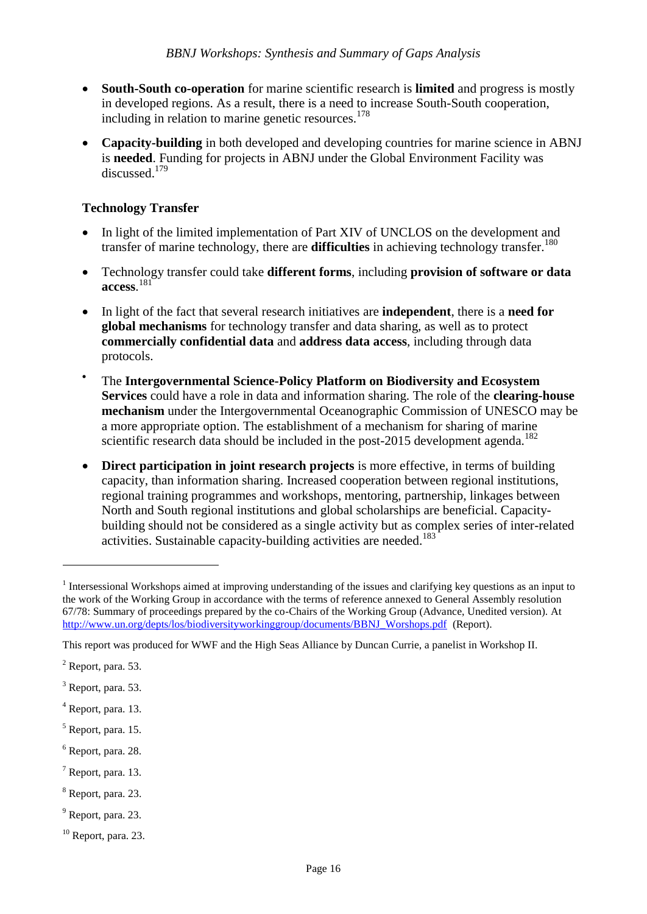- **South-South co-operation** for marine scientific research is **limited** and progress is mostly in developed regions. As a result, there is a need to increase South-South cooperation, including in relation to marine genetic resources.[178]

- **Capacity-building** in both developed and developing countries for marine science in ABNJ is **needed**. Funding for projects in ABNJ under the Global Environment Facility was discussed.[179]

### Technology Transfer

- In light of the limited implementation of Part XIV of UNCLOS on the development and transfer of marine technology, there are **difficulties** in achieving technology transfer.[180]

- Technology transfer could take **different forms**, including **provision of software or data access**.[181]

- In light of the fact that several research initiatives are **independent**, there is a **need for global mechanisms** for technology transfer and data sharing, as well as to protect **commercially confidential data** and **address data access**, including through data protocols.

- The **Intergovernmental Science-Policy Platform on Biodiversity and Ecosystem Services** could have a role in data and information sharing. The role of the **clearing-house mechanism** under the Intergovernmental Oceanographic Commission of UNESCO may be a more appropriate option. The establishment of a mechanism for sharing of marine scientific research data should be included in the post-2015 development agenda.[182]

- **Direct participation in joint research projects** is more effective, in terms of building capacity, than information sharing. Increased cooperation between regional institutions, regional training programmes and workshops, mentoring, partnership, linkages between North and South regional institutions and global scholarships are beneficial. Capacity-building should not be considered as a single activity but as complex series of inter-related activities. Sustainable capacity-building activities are needed.[183]

---

[1] Intersessional Workshops aimed at improving understanding of the issues and clarifying key questions as an input to the work of the Working Group in accordance with the terms of reference annexed to General Assembly resolution 67/78: Summary of proceedings prepared by the co-Chairs of the Working Group (Advance, Unedited version). At http://www.un.org/depts/los/biodiversityworkinggroup/documents/BBNJ_Worshops.pdf (Report).

This report was produced for WWF and the High Seas Alliance by Duncan Currie, a panelist in Workshop II.

[2] Report, para. 53.

[3] Report, para. 53.

[4] Report, para. 13.

[5] Report, para. 15.

[6] Report, para. 28.

[7] Report, para. 13.

[8] Report, para. 23.

[9] Report, para. 23.

[10] Report, para. 23.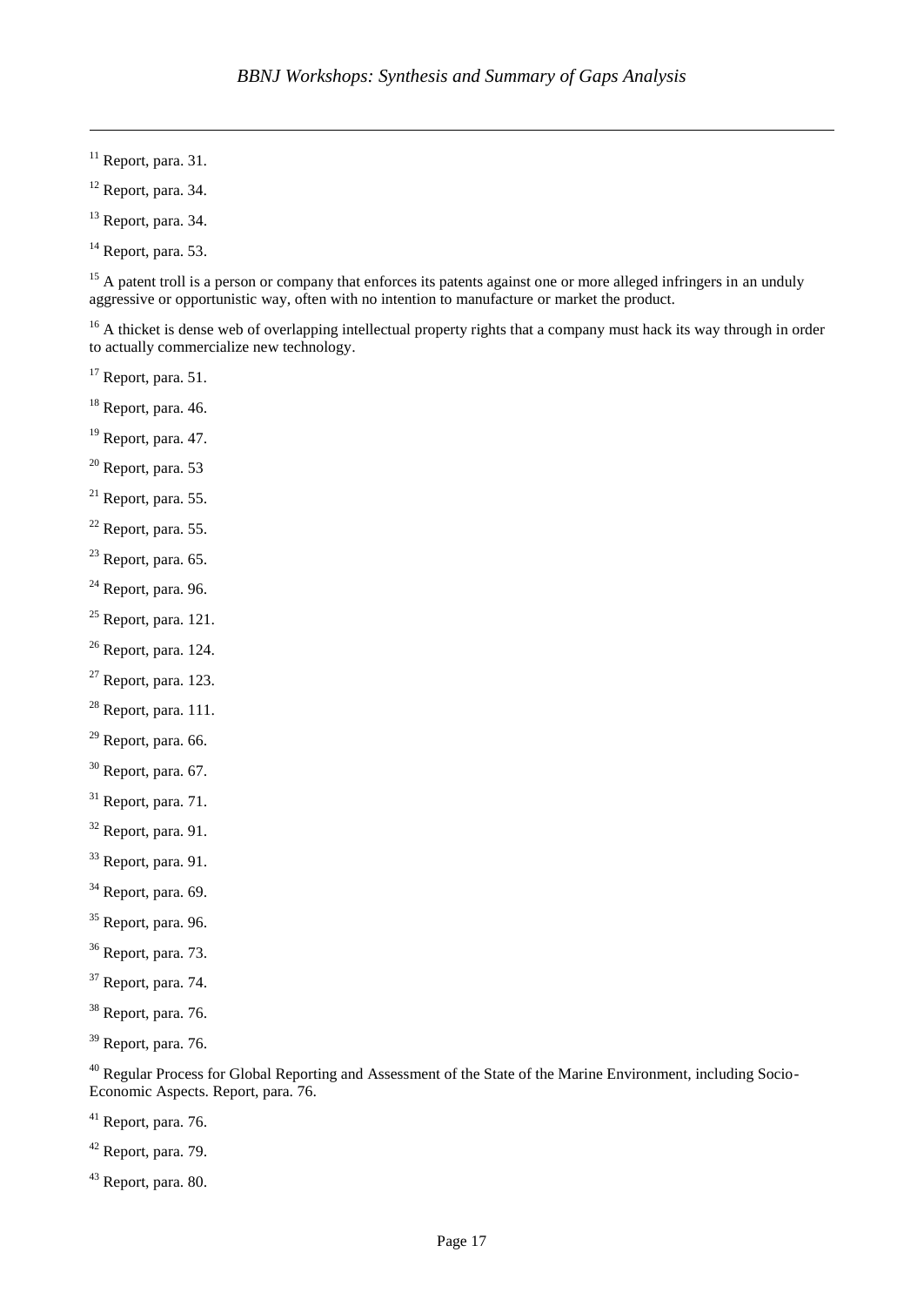[11] Report, para. 31.

[12] Report, para. 34.

[13] Report, para. 34.

[14] Report, para. 53.

[15] A patent troll is a person or company that enforces its patents against one or more alleged infringers in an unduly aggressive or opportunistic way, often with no intention to manufacture or market the product.

[16] A thicket is dense web of overlapping intellectual property rights that a company must hack its way through in order to actually commercialize new technology.

[17] Report, para. 51.

[18] Report, para. 46.

[19] Report, para. 47.

[20] Report, para. 53

[21] Report, para. 55.

[22] Report, para. 55.

[23] Report, para. 65.

[24] Report, para. 96.

[25] Report, para. 121.

[26] Report, para. 124.

[27] Report, para. 123.

[28] Report, para. 111.

[29] Report, para. 66.

[30] Report, para. 67.

[31] Report, para. 71.

[32] Report, para. 91.

[33] Report, para. 91.

[34] Report, para. 69.

[35] Report, para. 96.

[36] Report, para. 73.

[37] Report, para. 74.

[38] Report, para. 76.

[39] Report, para. 76.

[40] Regular Process for Global Reporting and Assessment of the State of the Marine Environment, including Socio-Economic Aspects. Report, para. 76.

[41] Report, para. 76.

[42] Report, para. 79.

[43] Report, para. 80.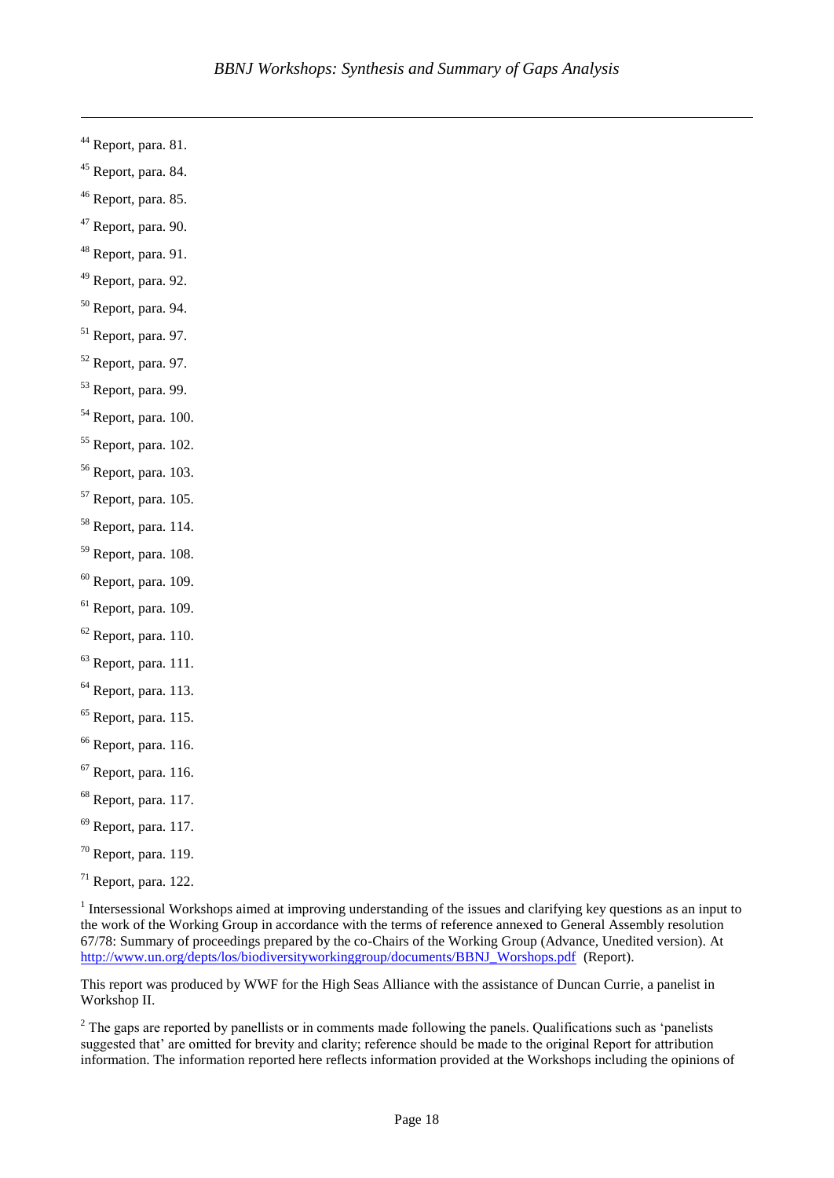[44] Report, para. 81.

[45] Report, para. 84.

[46] Report, para. 85.

[47] Report, para. 90.

[48] Report, para. 91.

[49] Report, para. 92.

[50] Report, para. 94.

[51] Report, para. 97.

[52] Report, para. 97.

[53] Report, para. 99.

[54] Report, para. 100.

[55] Report, para. 102.

[56] Report, para. 103.

[57] Report, para. 105.

[58] Report, para. 114.

[59] Report, para. 108.

[60] Report, para. 109.

[61] Report, para. 109.

[62] Report, para. 110.

[63] Report, para. 111.

[64] Report, para. 113.

[65] Report, para. 115.

[66] Report, para. 116.

[67] Report, para. 116.

[68] Report, para. 117.

[69] Report, para. 117.

[70] Report, para. 119.

[71] Report, para. 122.

[1] Intersessional Workshops aimed at improving understanding of the issues and clarifying key questions as an input to the work of the Working Group in accordance with the terms of reference annexed to General Assembly resolution 67/78: Summary of proceedings prepared by the co-Chairs of the Working Group (Advance, Unedited version). At http://www.un.org/depts/los/biodiversityworkinggroup/documents/BBNJ_Worshops.pdf (Report).

This report was produced by WWF for the High Seas Alliance with the assistance of Duncan Currie, a panelist in Workshop II.

[2] The gaps are reported by panellists or in comments made following the panels. Qualifications such as 'panelists suggested that' are omitted for brevity and clarity; reference should be made to the original Report for attribution information. The information reported here reflects information provided at the Workshops including the opinions of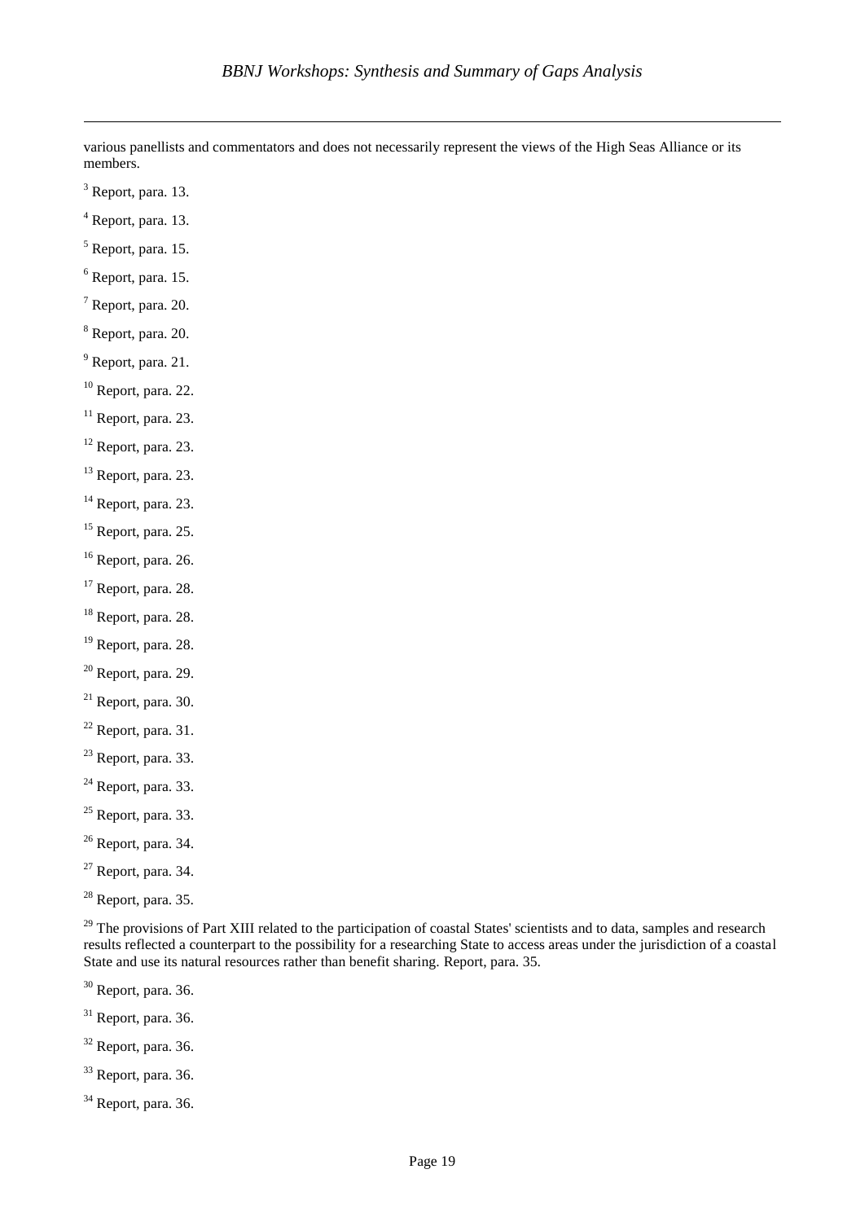various panellists and commentators and does not necessarily represent the views of the High Seas Alliance or its members.

[3] Report, para. 13.

[4] Report, para. 13.

[5] Report, para. 15.

[6] Report, para. 15.

[7] Report, para. 20.

[8] Report, para. 20.

[9] Report, para. 21.

[10] Report, para. 22.

[11] Report, para. 23.

[12] Report, para. 23.

[13] Report, para. 23.

[14] Report, para. 23.

[15] Report, para. 25.

[16] Report, para. 26.

[17] Report, para. 28.

[18] Report, para. 28.

[19] Report, para. 28.

[20] Report, para. 29.

[21] Report, para. 30.

[22] Report, para. 31.

[23] Report, para. 33.

[24] Report, para. 33.

[25] Report, para. 33.

[26] Report, para. 34.

[27] Report, para. 34.

[28] Report, para. 35.

[29] The provisions of Part XIII related to the participation of coastal States' scientists and to data, samples and research results reflected a counterpart to the possibility for a researching State to access areas under the jurisdiction of a coastal State and use its natural resources rather than benefit sharing. Report, para. 35.

[30] Report, para. 36.

[31] Report, para. 36.

[32] Report, para. 36.

[33] Report, para. 36.

[34] Report, para. 36.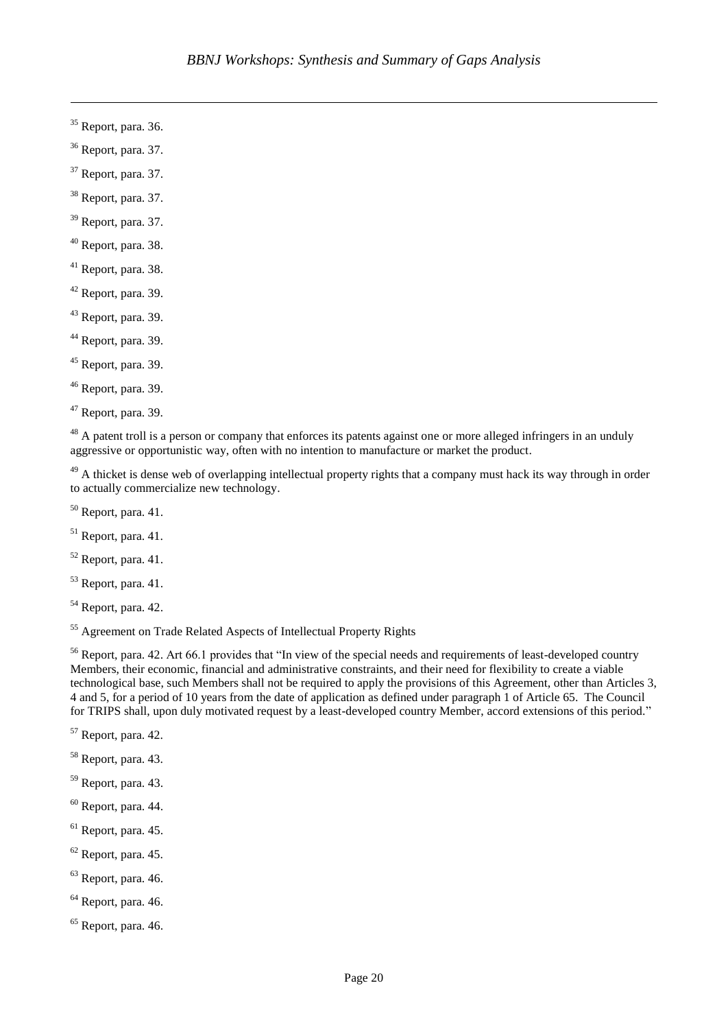[35] Report, para. 36.

[36] Report, para. 37.

[37] Report, para. 37.

[38] Report, para. 37.

[39] Report, para. 37.

[40] Report, para. 38.

[41] Report, para. 38.

[42] Report, para. 39.

[43] Report, para. 39.

[44] Report, para. 39.

[45] Report, para. 39.

[46] Report, para. 39.

[47] Report, para. 39.

[48] A patent troll is a person or company that enforces its patents against one or more alleged infringers in an unduly aggressive or opportunistic way, often with no intention to manufacture or market the product.

[49] A thicket is dense web of overlapping intellectual property rights that a company must hack its way through in order to actually commercialize new technology.

[50] Report, para. 41.

[51] Report, para. 41.

[52] Report, para. 41.

[53] Report, para. 41.

[54] Report, para. 42.

[55] Agreement on Trade Related Aspects of Intellectual Property Rights

[56] Report, para. 42. Art 66.1 provides that "In view of the special needs and requirements of least-developed country Members, their economic, financial and administrative constraints, and their need for flexibility to create a viable technological base, such Members shall not be required to apply the provisions of this Agreement, other than Articles 3, 4 and 5, for a period of 10 years from the date of application as defined under paragraph 1 of Article 65. The Council for TRIPS shall, upon duly motivated request by a least-developed country Member, accord extensions of this period."

[57] Report, para. 42.

[58] Report, para. 43.

[59] Report, para. 43.

[60] Report, para. 44.

[61] Report, para. 45.

[62] Report, para. 45.

[63] Report, para. 46.

[64] Report, para. 46.

[65] Report, para. 46.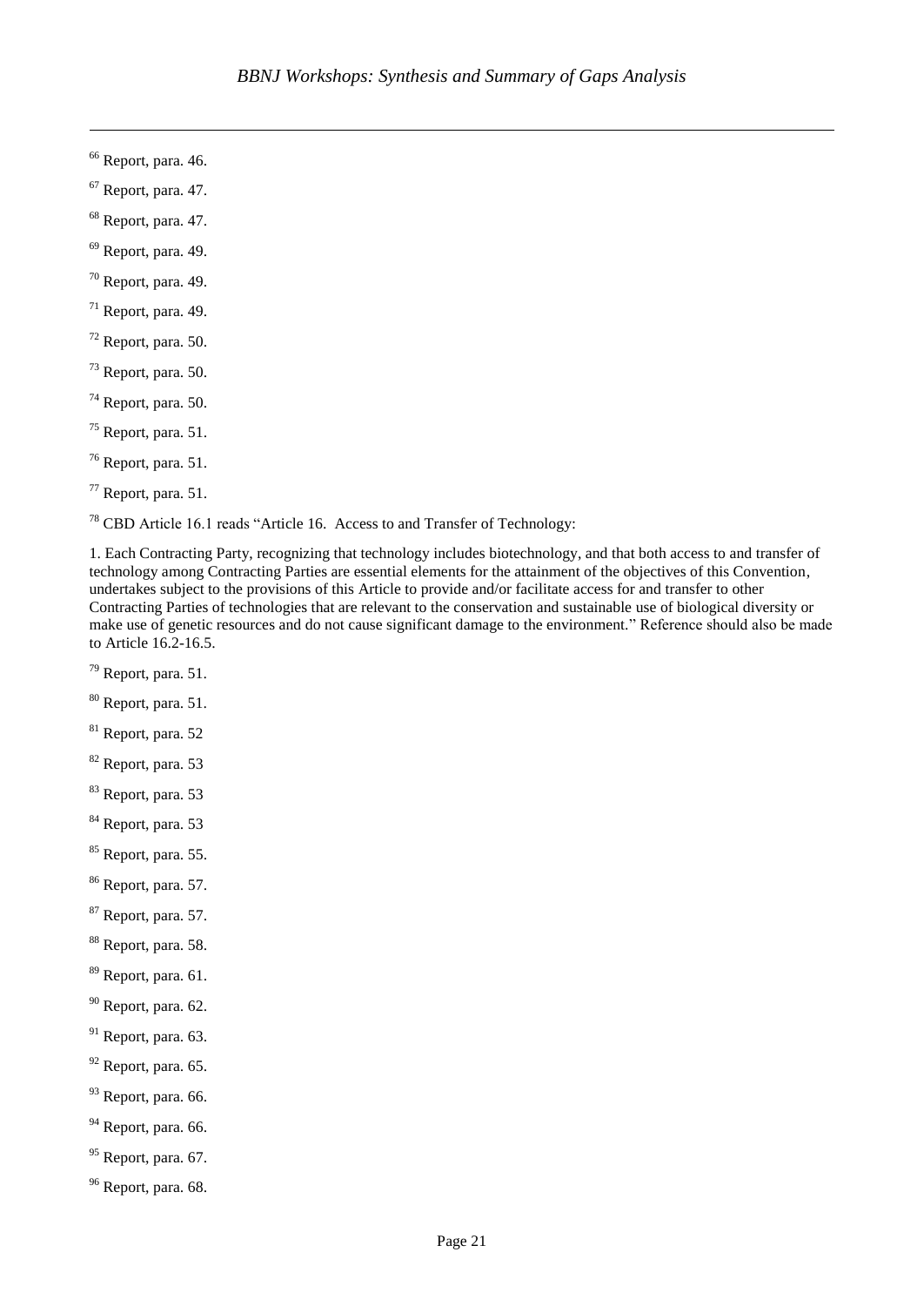[66] Report, para. 46.

[67] Report, para. 47.

[68] Report, para. 47.

[69] Report, para. 49.

[70] Report, para. 49.

[71] Report, para. 49.

[72] Report, para. 50.

[73] Report, para. 50.

[74] Report, para. 50.

[75] Report, para. 51.

[76] Report, para. 51.

[77] Report, para. 51.

[78] CBD Article 16.1 reads "Article 16. Access to and Transfer of Technology:

1. Each Contracting Party, recognizing that technology includes biotechnology, and that both access to and transfer of technology among Contracting Parties are essential elements for the attainment of the objectives of this Convention, undertakes subject to the provisions of this Article to provide and/or facilitate access for and transfer to other Contracting Parties of technologies that are relevant to the conservation and sustainable use of biological diversity or make use of genetic resources and do not cause significant damage to the environment." Reference should also be made to Article 16.2-16.5.

[79] Report, para. 51.

[80] Report, para. 51.

[81] Report, para. 52

[82] Report, para. 53

[83] Report, para. 53

[84] Report, para. 53

[85] Report, para. 55.

[86] Report, para. 57.

[87] Report, para. 57.

[88] Report, para. 58.

[89] Report, para. 61.

[90] Report, para. 62.

[91] Report, para. 63.

[92] Report, para. 65.

[93] Report, para. 66.

[94] Report, para. 66.

[95] Report, para. 67.

[96] Report, para. 68.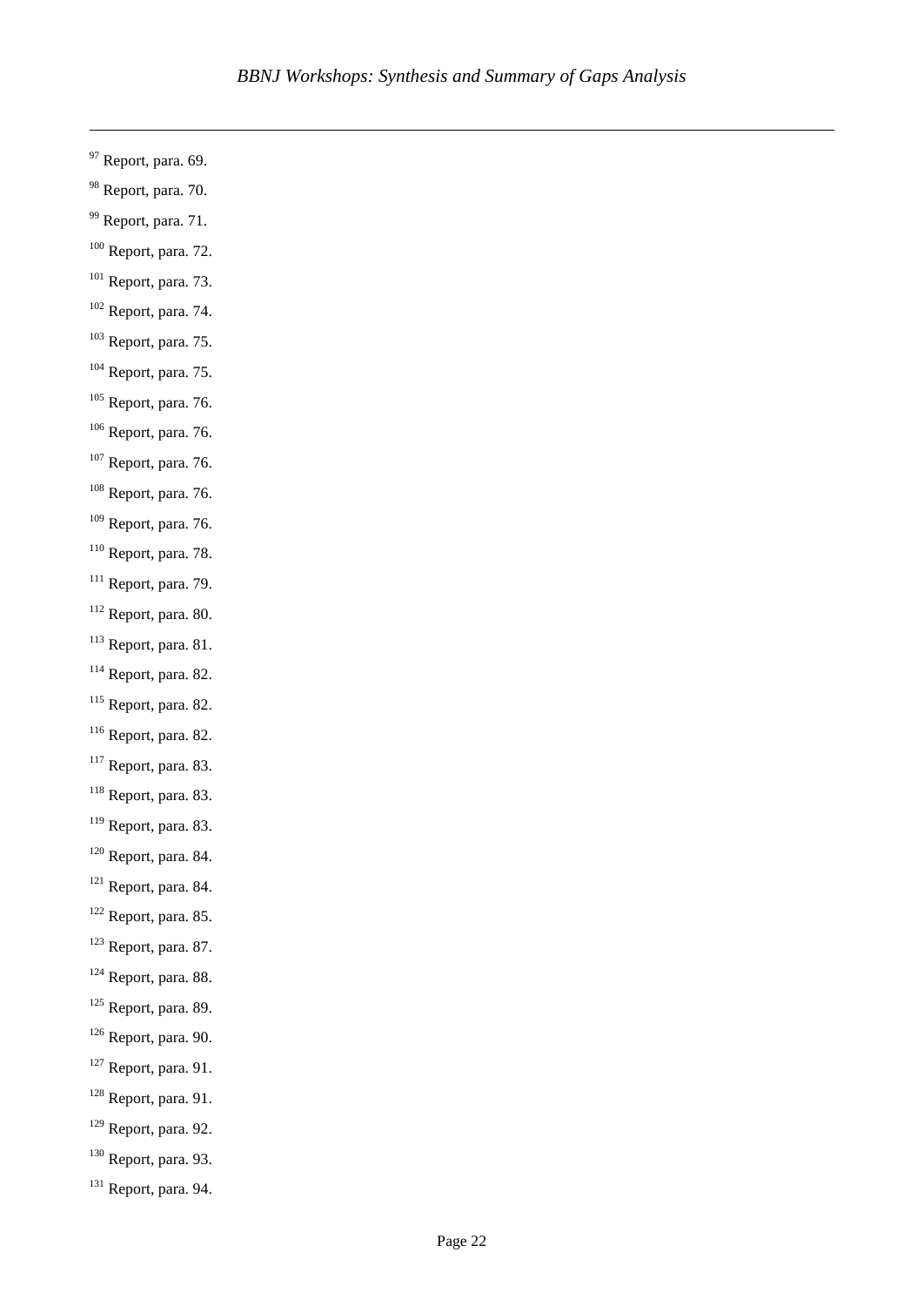[97] Report, para. 69.

[98] Report, para. 70.

[99] Report, para. 71.

[100] Report, para. 72.

[101] Report, para. 73.

[102] Report, para. 74.

[103] Report, para. 75.

[104] Report, para. 75.

[105] Report, para. 76.

[106] Report, para. 76.

[107] Report, para. 76.

[108] Report, para. 76.

[109] Report, para. 76.

[110] Report, para. 78.

[111] Report, para. 79.

[112] Report, para. 80.

[113] Report, para. 81.

[114] Report, para. 82.

[115] Report, para. 82.

[116] Report, para. 82.

[117] Report, para. 83.

[118] Report, para. 83.

[119] Report, para. 83.

[120] Report, para. 84.

[121] Report, para. 84.

[122] Report, para. 85.

[123] Report, para. 87.

[124] Report, para. 88.

[125] Report, para. 89.

[126] Report, para. 90.

[127] Report, para. 91.

[128] Report, para. 91.

[129] Report, para. 92.

[130] Report, para. 93.

[131] Report, para. 94.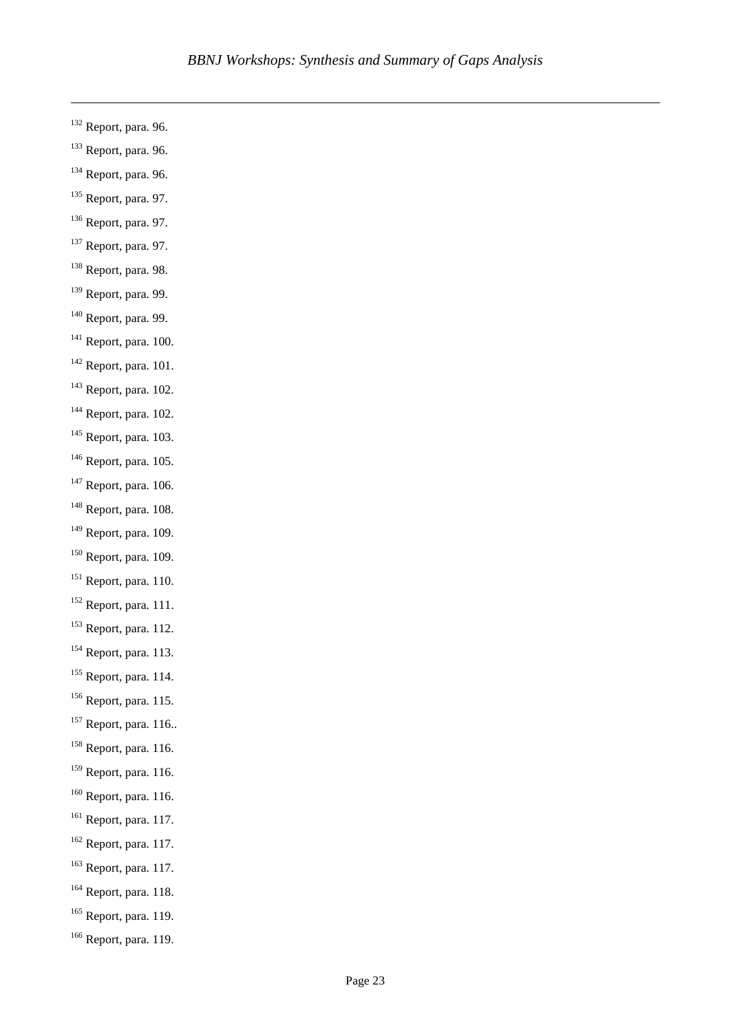[132] Report, para. 96.

[133] Report, para. 96.

[134] Report, para. 96.

[135] Report, para. 97.

[136] Report, para. 97.

[137] Report, para. 97.

[138] Report, para. 98.

[139] Report, para. 99.

[140] Report, para. 99.

[141] Report, para. 100.

[142] Report, para. 101.

[143] Report, para. 102.

[144] Report, para. 102.

[145] Report, para. 103.

[146] Report, para. 105.

[147] Report, para. 106.

[148] Report, para. 108.

[149] Report, para. 109.

[150] Report, para. 109.

[151] Report, para. 110.

[152] Report, para. 111.

[153] Report, para. 112.

[154] Report, para. 113.

[155] Report, para. 114.

[156] Report, para. 115.

[157] Report, para. 116..

[158] Report, para. 116.

[159] Report, para. 116.

[160] Report, para. 116.

[161] Report, para. 117.

[162] Report, para. 117.

[163] Report, para. 117.

[164] Report, para. 118.

[165] Report, para. 119.

[166] Report, para. 119.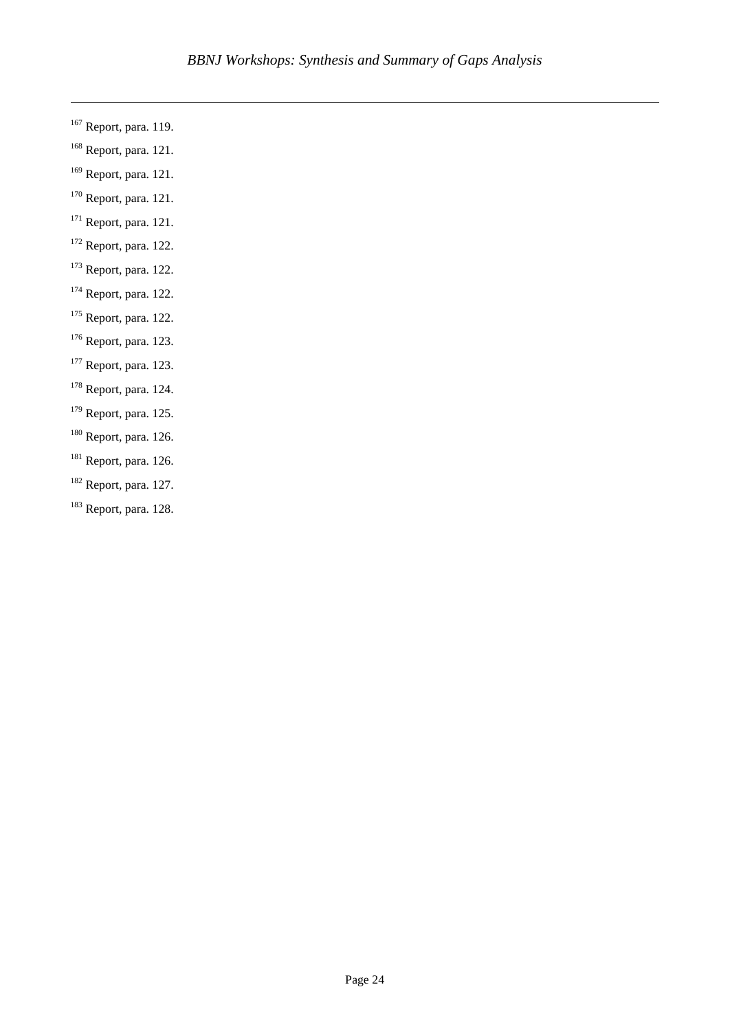[167] Report, para. 119.

[168] Report, para. 121.

[169] Report, para. 121.

[170] Report, para. 121.

[171] Report, para. 121.

[172] Report, para. 122.

[173] Report, para. 122.

[174] Report, para. 122.

[175] Report, para. 122.

[176] Report, para. 123.

[177] Report, para. 123.

[178] Report, para. 124.

[179] Report, para. 125.

[180] Report, para. 126.

[181] Report, para. 126.

[182] Report, para. 127.

[183] Report, para. 128.